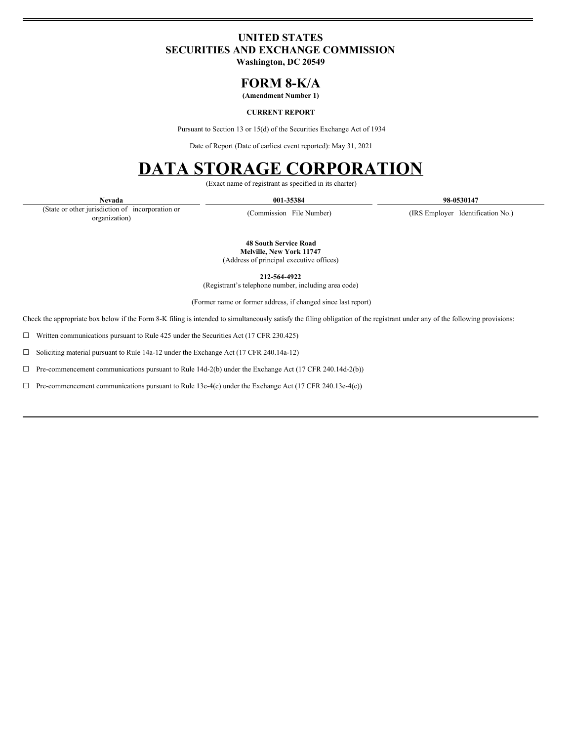# UNITED STATES
# SECURITIES AND EXCHANGE COMMISSION
**Washington, DC 20549**

# FORM 8-K/A
**(Amendment Number 1)**

**CURRENT REPORT**

Pursuant to Section 13 or 15(d) of the Securities Exchange Act of 1934

Date of Report (Date of earliest event reported): May 31, 2021

# DATA STORAGE CORPORATION
(Exact name of registrant as specified in its charter)

| **Nevada** | **001-35384** | **98-0530147** |
|---|---|---|
| (State or other jurisdiction of incorporation or organization) | (Commission File Number) | (IRS Employer Identification No.) |

**48 South Service Road**
**Melville, New York 11747**
(Address of principal executive offices)

**212-564-4922**
(Registrant's telephone number, including area code)

(Former name or former address, if changed since last report)

Check the appropriate box below if the Form 8-K filing is intended to simultaneously satisfy the filing obligation of the registrant under any of the following provisions:

☐ Written communications pursuant to Rule 425 under the Securities Act (17 CFR 230.425)

☐ Soliciting material pursuant to Rule 14a-12 under the Exchange Act (17 CFR 240.14a-12)

☐ Pre-commencement communications pursuant to Rule 14d-2(b) under the Exchange Act (17 CFR 240.14d-2(b))

☐ Pre-commencement communications pursuant to Rule 13e-4(c) under the Exchange Act (17 CFR 240.13e-4(c))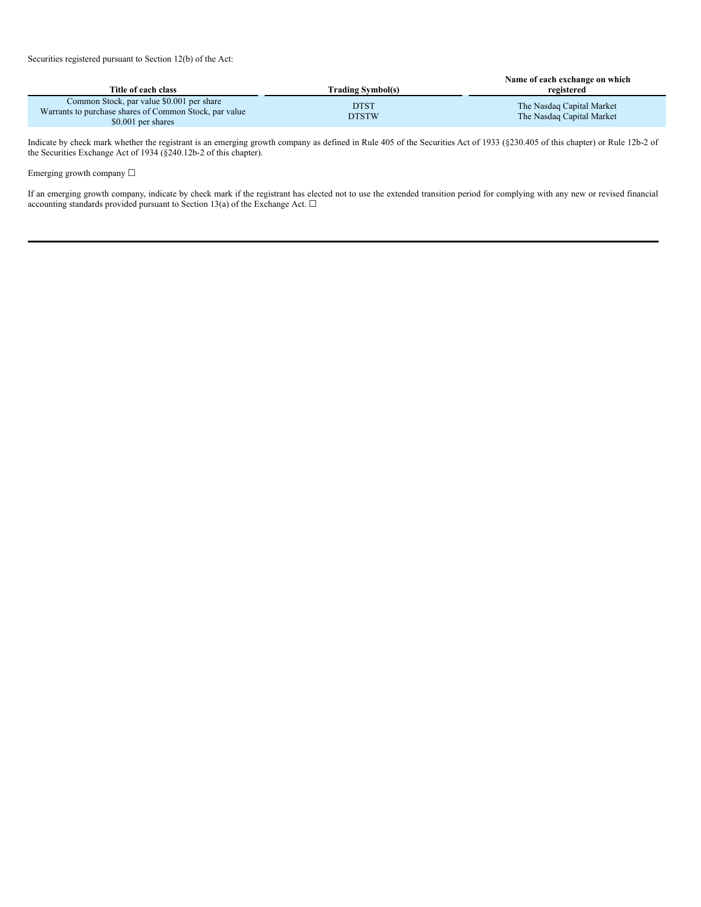Securities registered pursuant to Section 12(b) of the Act:

| Title of each class | Trading Symbol(s) | Name of each exchange on which registered |
| --- | --- | --- |
| Common Stock, par value $0.001 per share | DTST | The Nasdaq Capital Market |
| Warrants to purchase shares of Common Stock, par value $0.001 per shares | DTSTW | The Nasdaq Capital Market |

Indicate by check mark whether the registrant is an emerging growth company as defined in Rule 405 of the Securities Act of 1933 (§230.405 of this chapter) or Rule 12b-2 of the Securities Exchange Act of 1934 (§240.12b-2 of this chapter).

Emerging growth company ☐

If an emerging growth company, indicate by check mark if the registrant has elected not to use the extended transition period for complying with any new or revised financial accounting standards provided pursuant to Section 13(a) of the Exchange Act. ☐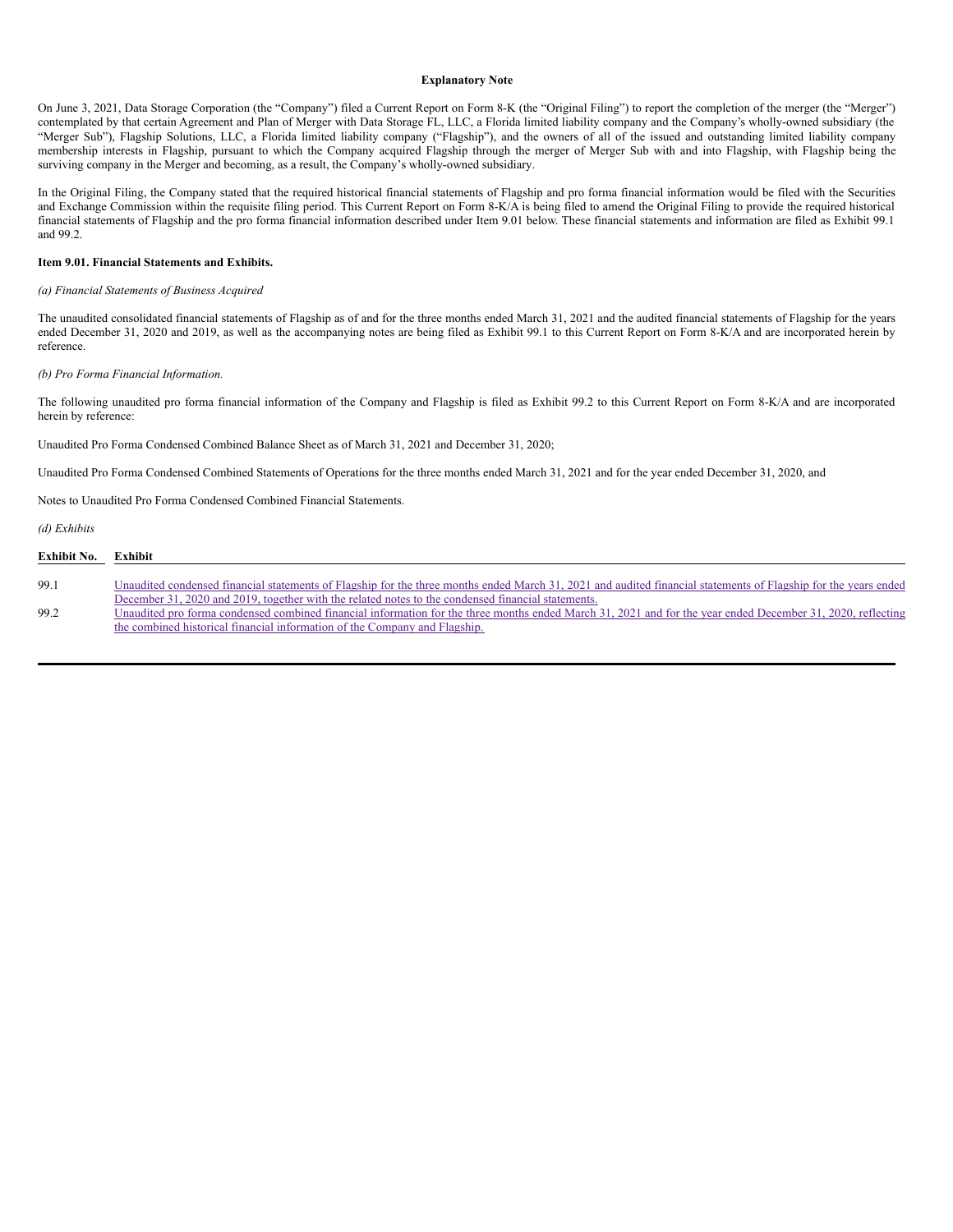**Explanatory Note**

On June 3, 2021, Data Storage Corporation (the "Company") filed a Current Report on Form 8-K (the "Original Filing") to report the completion of the merger (the "Merger") contemplated by that certain Agreement and Plan of Merger with Data Storage FL, LLC, a Florida limited liability company and the Company's wholly-owned subsidiary (the "Merger Sub"), Flagship Solutions, LLC, a Florida limited liability company ("Flagship"), and the owners of all of the issued and outstanding limited liability company membership interests in Flagship, pursuant to which the Company acquired Flagship through the merger of Merger Sub with and into Flagship, with Flagship being the surviving company in the Merger and becoming, as a result, the Company's wholly-owned subsidiary.

In the Original Filing, the Company stated that the required historical financial statements of Flagship and pro forma financial information would be filed with the Securities and Exchange Commission within the requisite filing period. This Current Report on Form 8-K/A is being filed to amend the Original Filing to provide the required historical financial statements of Flagship and the pro forma financial information described under Item 9.01 below. These financial statements and information are filed as Exhibit 99.1 and 99.2.

**Item 9.01. Financial Statements and Exhibits.**

*(a) Financial Statements of Business Acquired*

The unaudited consolidated financial statements of Flagship as of and for the three months ended March 31, 2021 and the audited financial statements of Flagship for the years ended December 31, 2020 and 2019, as well as the accompanying notes are being filed as Exhibit 99.1 to this Current Report on Form 8-K/A and are incorporated herein by reference.

*(b) Pro Forma Financial Information.*

The following unaudited pro forma financial information of the Company and Flagship is filed as Exhibit 99.2 to this Current Report on Form 8-K/A and are incorporated herein by reference:

Unaudited Pro Forma Condensed Combined Balance Sheet as of March 31, 2021 and December 31, 2020;

Unaudited Pro Forma Condensed Combined Statements of Operations for the three months ended March 31, 2021 and for the year ended December 31, 2020, and

Notes to Unaudited Pro Forma Condensed Combined Financial Statements.

*(d) Exhibits*

| Exhibit No. | Exhibit |
|---|---|
| 99.1 | Unaudited condensed financial statements of Flagship for the three months ended March 31, 2021 and audited financial statements of Flagship for the years ended December 31, 2020 and 2019, together with the related notes to the condensed financial statements. |
| 99.2 | Unaudited pro forma condensed combined financial information for the three months ended March 31, 2021 and for the year ended December 31, 2020, reflecting the combined historical financial information of the Company and Flagship. |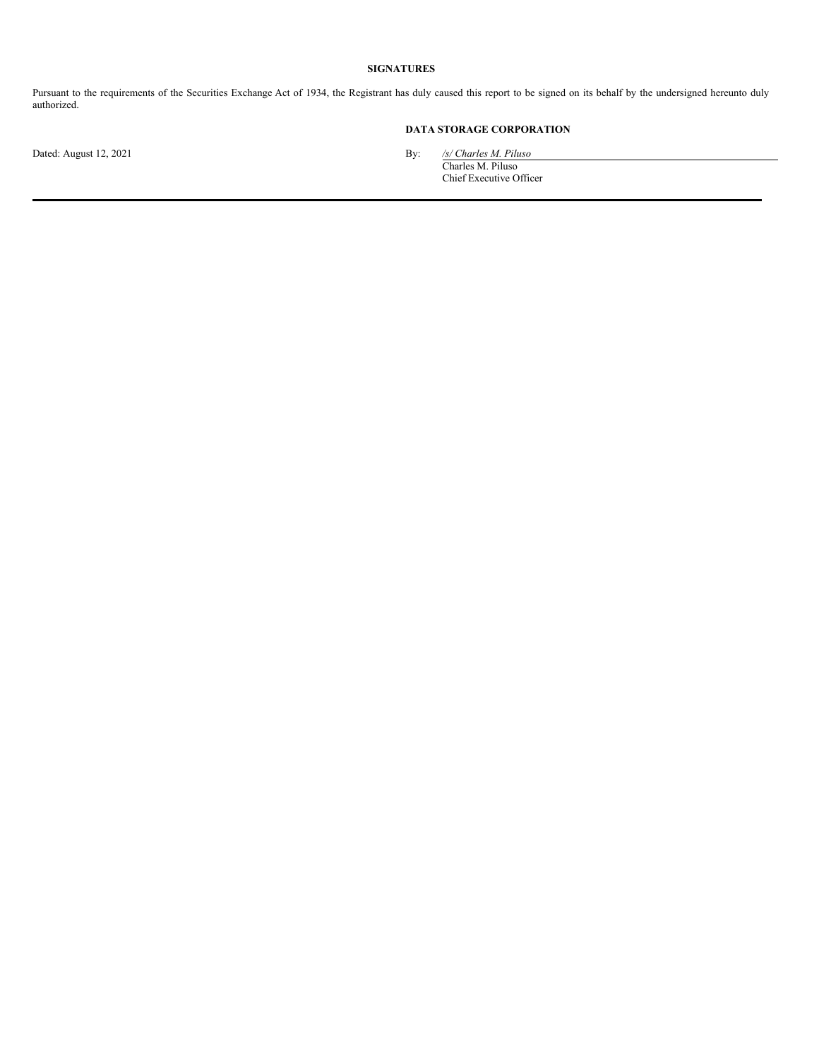**SIGNATURES**

Pursuant to the requirements of the Securities Exchange Act of 1934, the Registrant has duly caused this report to be signed on its behalf by the undersigned hereunto duly authorized.

**DATA STORAGE CORPORATION**

Dated: August 12, 2021

By: */s/ Charles M. Piluso*
Charles M. Piluso
Chief Executive Officer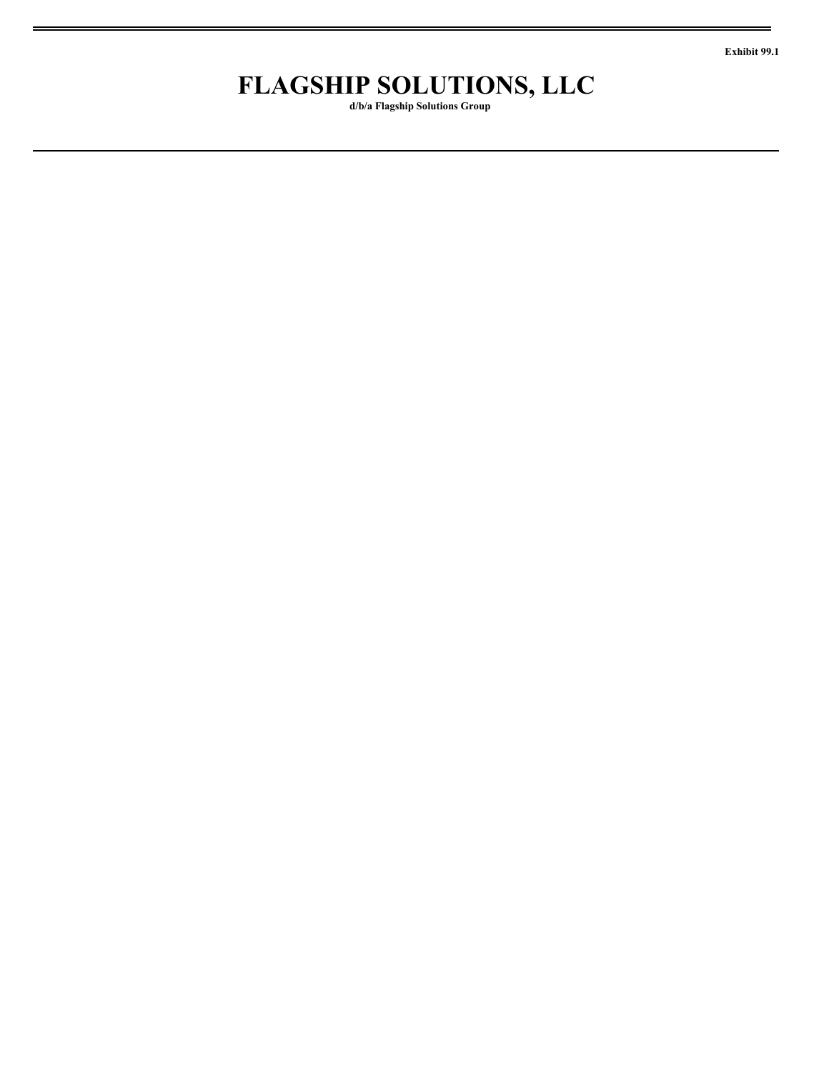Exhibit 99.1

# FLAGSHIP SOLUTIONS, LLC

**d/b/a Flagship Solutions Group**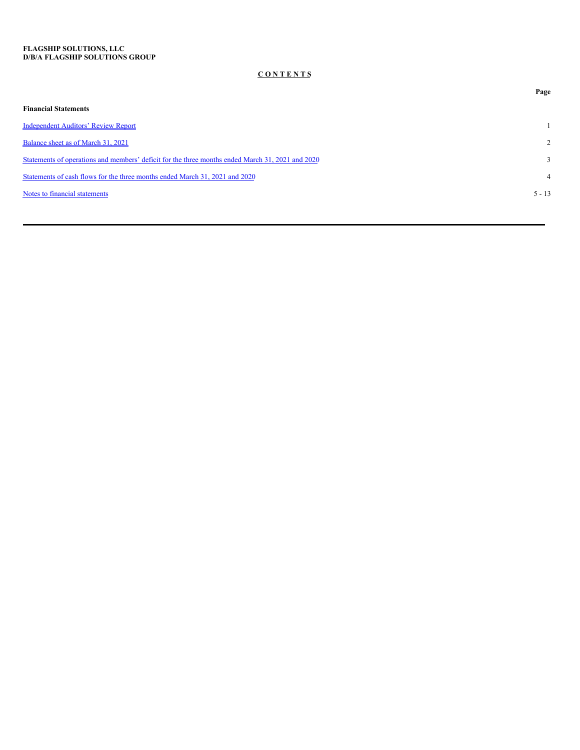**FLAGSHIP SOLUTIONS, LLC**
**D/B/A FLAGSHIP SOLUTIONS GROUP**

## C O N T E N T S

| | Page |
|---|---|
| **Financial Statements** | |
| Independent Auditors' Review Report | 1 |
| Balance sheet as of March 31, 2021 | 2 |
| Statements of operations and members' deficit for the three months ended March 31, 2021 and 2020 | 3 |
| Statements of cash flows for the three months ended March 31, 2021 and 2020 | 4 |
| Notes to financial statements | 5 - 13 |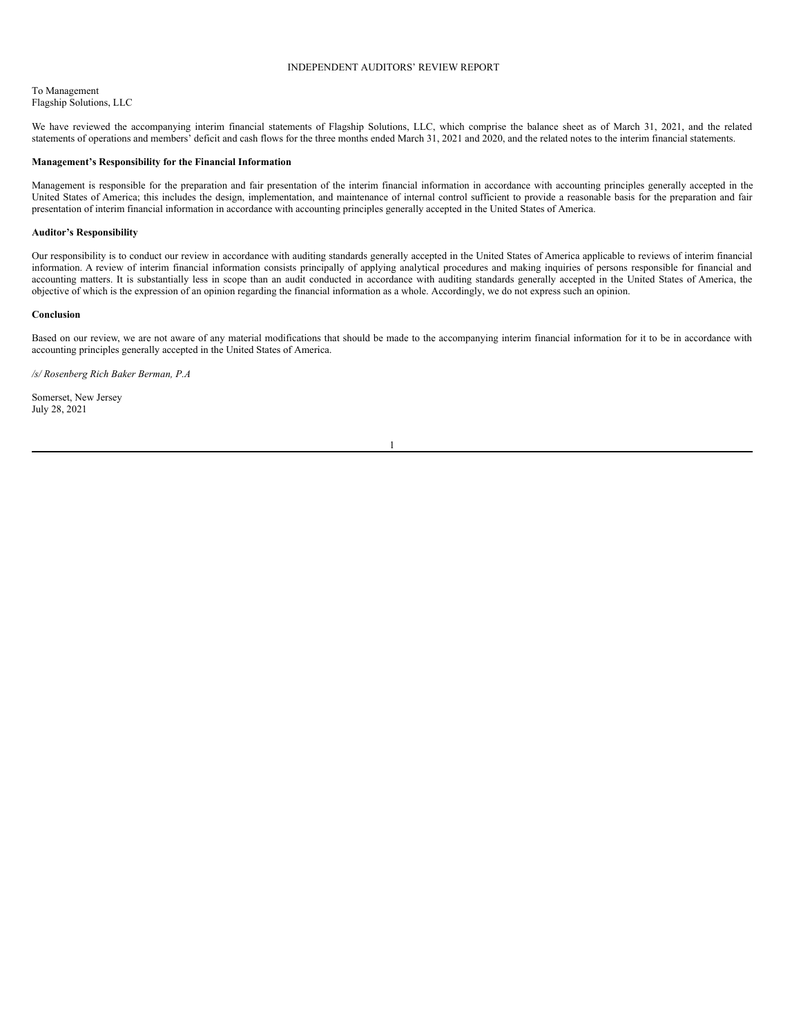# INDEPENDENT AUDITORS' REVIEW REPORT

To Management
Flagship Solutions, LLC

We have reviewed the accompanying interim financial statements of Flagship Solutions, LLC, which comprise the balance sheet as of March 31, 2021, and the related statements of operations and members' deficit and cash flows for the three months ended March 31, 2021 and 2020, and the related notes to the interim financial statements.

**Management's Responsibility for the Financial Information**

Management is responsible for the preparation and fair presentation of the interim financial information in accordance with accounting principles generally accepted in the United States of America; this includes the design, implementation, and maintenance of internal control sufficient to provide a reasonable basis for the preparation and fair presentation of interim financial information in accordance with accounting principles generally accepted in the United States of America.

**Auditor's Responsibility**

Our responsibility is to conduct our review in accordance with auditing standards generally accepted in the United States of America applicable to reviews of interim financial information. A review of interim financial information consists principally of applying analytical procedures and making inquiries of persons responsible for financial and accounting matters. It is substantially less in scope than an audit conducted in accordance with auditing standards generally accepted in the United States of America, the objective of which is the expression of an opinion regarding the financial information as a whole. Accordingly, we do not express such an opinion.

**Conclusion**

Based on our review, we are not aware of any material modifications that should be made to the accompanying interim financial information for it to be in accordance with accounting principles generally accepted in the United States of America.

*/s/ Rosenberg Rich Baker Berman, P.A*

Somerset, New Jersey
July 28, 2021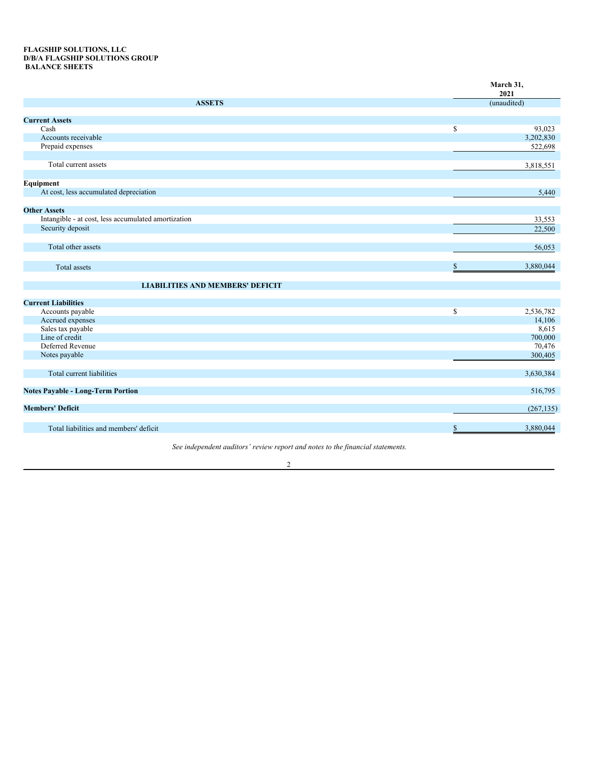**FLAGSHIP SOLUTIONS, LLC**
**D/B/A FLAGSHIP SOLUTIONS GROUP**
**BALANCE SHEETS**

| | March 31, 2021 |
|---|---|
| **ASSETS** | (unaudited) |
| **Current Assets** | |
| Cash | $ 93,023 |
| Accounts receivable | 3,202,830 |
| Prepaid expenses | 522,698 |
| Total current assets | 3,818,551 |
| **Equipment** | |
| At cost, less accumulated depreciation | 5,440 |
| **Other Assets** | |
| Intangible - at cost, less accumulated amortization | 33,553 |
| Security deposit | 22,500 |
| Total other assets | 56,053 |
| Total assets | $ 3,880,044 |
| **LIABILITIES AND MEMBERS' DEFICIT** | |
| **Current Liabilities** | |
| Accounts payable | $ 2,536,782 |
| Accrued expenses | 14,106 |
| Sales tax payable | 8,615 |
| Line of credit | 700,000 |
| Deferred Revenue | 70,476 |
| Notes payable | 300,405 |
| Total current liabilities | 3,630,384 |
| **Notes Payable - Long-Term Portion** | 516,795 |
| **Members' Deficit** | (267,135) |
| Total liabilities and members' deficit | $ 3,880,044 |

*See independent auditors' review report and notes to the financial statements.*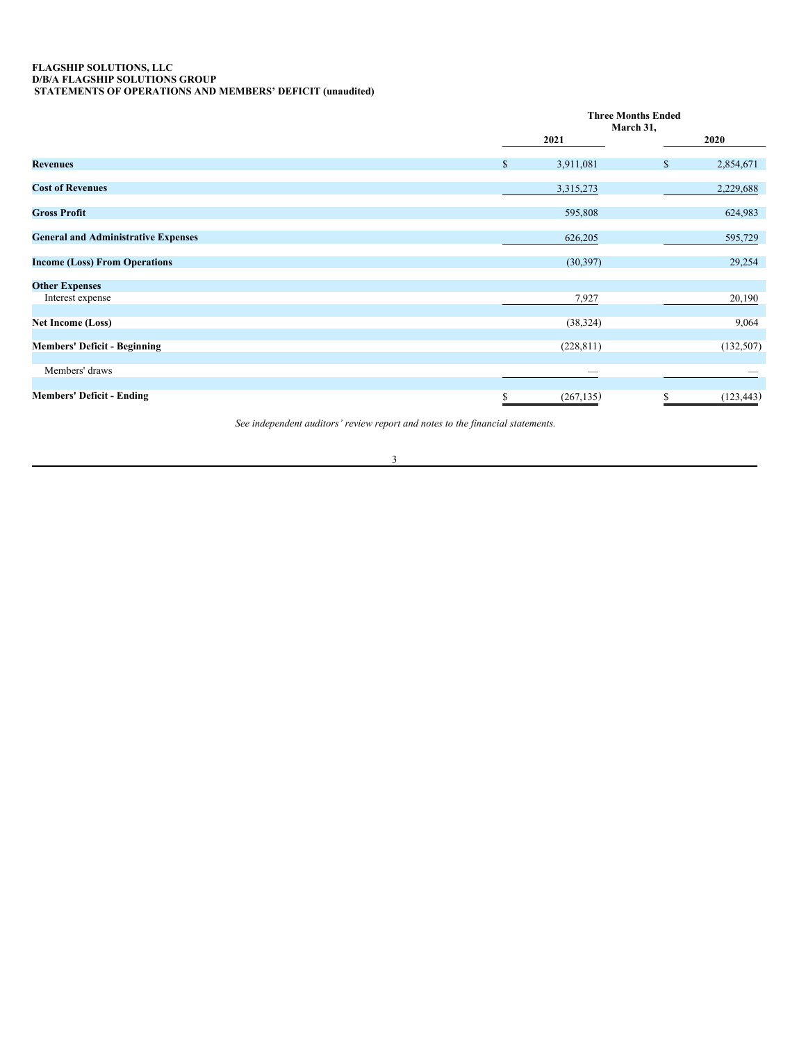**FLAGSHIP SOLUTIONS, LLC**
**D/B/A FLAGSHIP SOLUTIONS GROUP**
**STATEMENTS OF OPERATIONS AND MEMBERS' DEFICIT (unaudited)**

| | Three Months Ended March 31, | |
|---|---|---|
| | 2021 | 2020 |
| **Revenues** | $ 3,911,081 | $ 2,854,671 |
| **Cost of Revenues** | 3,315,273 | 2,229,688 |
| **Gross Profit** | 595,808 | 624,983 |
| **General and Administrative Expenses** | 626,205 | 595,729 |
| **Income (Loss) From Operations** | (30,397) | 29,254 |
| **Other Expenses** | | |
| Interest expense | 7,927 | 20,190 |
| **Net Income (Loss)** | (38,324) | 9,064 |
| **Members' Deficit - Beginning** | (228,811) | (132,507) |
| Members' draws | — | — |
| **Members' Deficit - Ending** | $ (267,135) | $ (123,443) |

*See independent auditors' review report and notes to the financial statements.*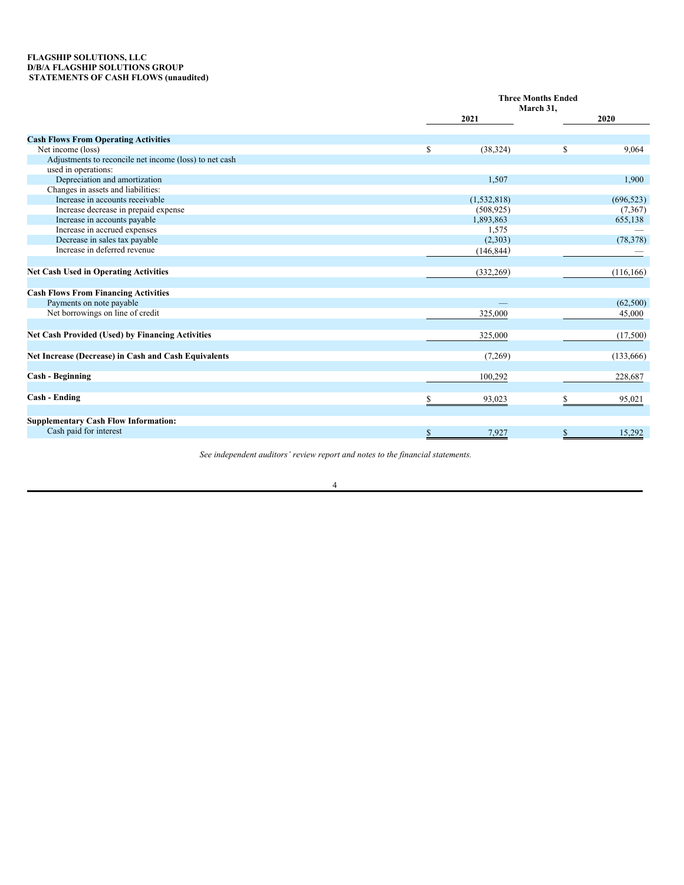**FLAGSHIP SOLUTIONS, LLC**
**D/B/A FLAGSHIP SOLUTIONS GROUP**
**STATEMENTS OF CASH FLOWS (unaudited)**

| | Three Months Ended March 31, | |
|---|---|---|
| | 2021 | 2020 |
| **Cash Flows From Operating Activities** | | |
| Net income (loss) | $ (38,324) | $ 9,064 |
| Adjustments to reconcile net income (loss) to net cash used in operations: | | |
| Depreciation and amortization | 1,507 | 1,900 |
| Changes in assets and liabilities: | | |
| Increase in accounts receivable | (1,532,818) | (696,523) |
| Increase decrease in prepaid expense | (508,925) | (7,367) |
| Increase in accounts payable | 1,893,863 | 655,138 |
| Increase in accrued expenses | 1,575 | — |
| Decrease in sales tax payable | (2,303) | (78,378) |
| Increase in deferred revenue | (146,844) | — |
| **Net Cash Used in Operating Activities** | (332,269) | (116,166) |
| **Cash Flows From Financing Activities** | | |
| Payments on note payable | — | (62,500) |
| Net borrowings on line of credit | 325,000 | 45,000 |
| **Net Cash Provided (Used) by Financing Activities** | 325,000 | (17,500) |
| **Net Increase (Decrease) in Cash and Cash Equivalents** | (7,269) | (133,666) |
| **Cash - Beginning** | 100,292 | 228,687 |
| **Cash - Ending** | $ 93,023 | $ 95,021 |
| **Supplementary Cash Flow Information:** | | |
| Cash paid for interest | $ 7,927 | $ 15,292 |

*See independent auditors' review report and notes to the financial statements.*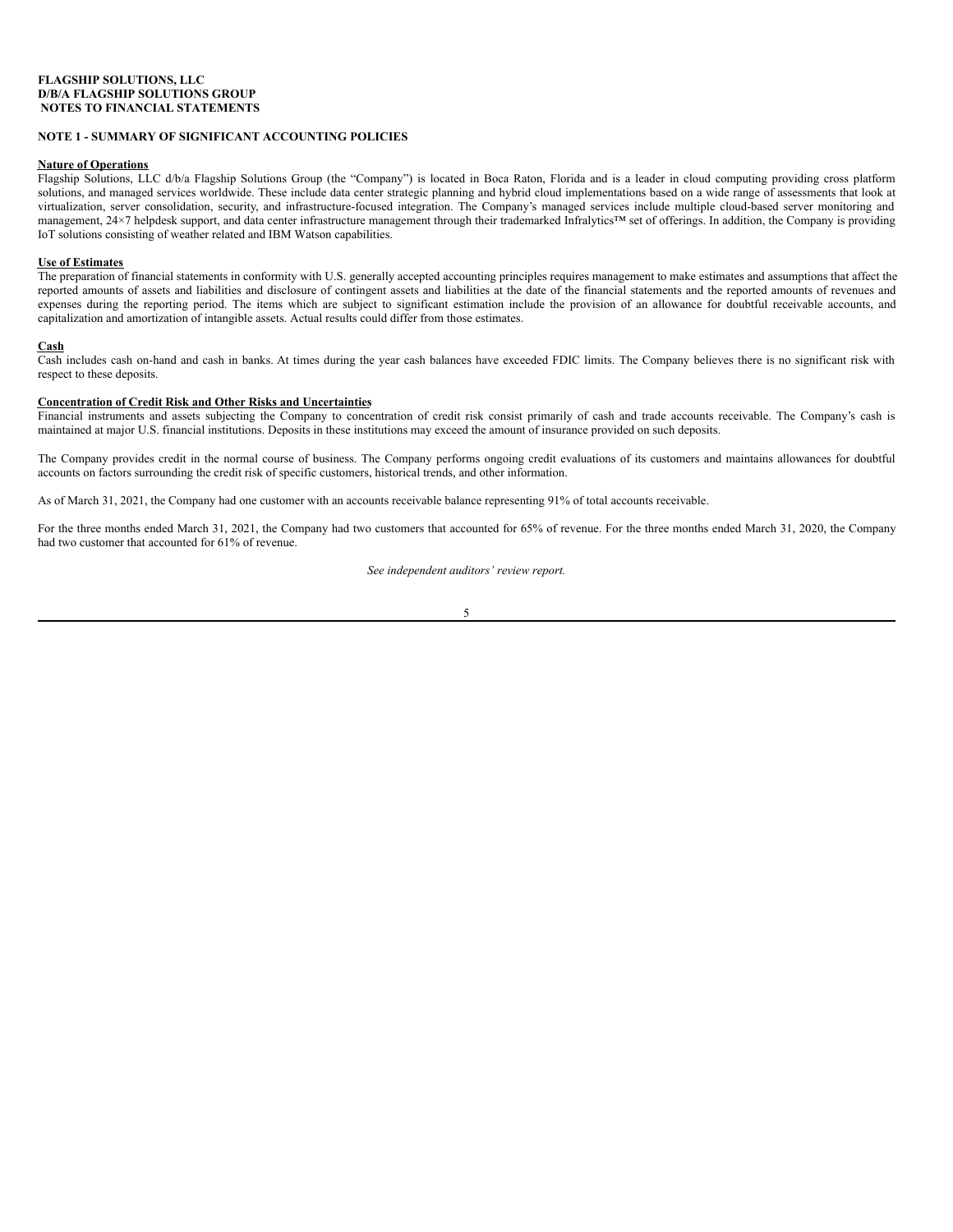**FLAGSHIP SOLUTIONS, LLC**
**D/B/A FLAGSHIP SOLUTIONS GROUP**
**NOTES TO FINANCIAL STATEMENTS**

**NOTE 1 - SUMMARY OF SIGNIFICANT ACCOUNTING POLICIES**

**Nature of Operations**

Flagship Solutions, LLC d/b/a Flagship Solutions Group (the "Company") is located in Boca Raton, Florida and is a leader in cloud computing providing cross platform solutions, and managed services worldwide. These include data center strategic planning and hybrid cloud implementations based on a wide range of assessments that look at virtualization, server consolidation, security, and infrastructure-focused integration. The Company's managed services include multiple cloud-based server monitoring and management, 24×7 helpdesk support, and data center infrastructure management through their trademarked Infralytics™ set of offerings. In addition, the Company is providing IoT solutions consisting of weather related and IBM Watson capabilities.

**Use of Estimates**

The preparation of financial statements in conformity with U.S. generally accepted accounting principles requires management to make estimates and assumptions that affect the reported amounts of assets and liabilities and disclosure of contingent assets and liabilities at the date of the financial statements and the reported amounts of revenues and expenses during the reporting period. The items which are subject to significant estimation include the provision of an allowance for doubtful receivable accounts, and capitalization and amortization of intangible assets. Actual results could differ from those estimates.

**Cash**

Cash includes cash on-hand and cash in banks. At times during the year cash balances have exceeded FDIC limits. The Company believes there is no significant risk with respect to these deposits.

**Concentration of Credit Risk and Other Risks and Uncertainties**

Financial instruments and assets subjecting the Company to concentration of credit risk consist primarily of cash and trade accounts receivable. The Company's cash is maintained at major U.S. financial institutions. Deposits in these institutions may exceed the amount of insurance provided on such deposits.

The Company provides credit in the normal course of business. The Company performs ongoing credit evaluations of its customers and maintains allowances for doubtful accounts on factors surrounding the credit risk of specific customers, historical trends, and other information.

As of March 31, 2021, the Company had one customer with an accounts receivable balance representing 91% of total accounts receivable.

For the three months ended March 31, 2021, the Company had two customers that accounted for 65% of revenue. For the three months ended March 31, 2020, the Company had two customer that accounted for 61% of revenue.

*See independent auditors' review report.*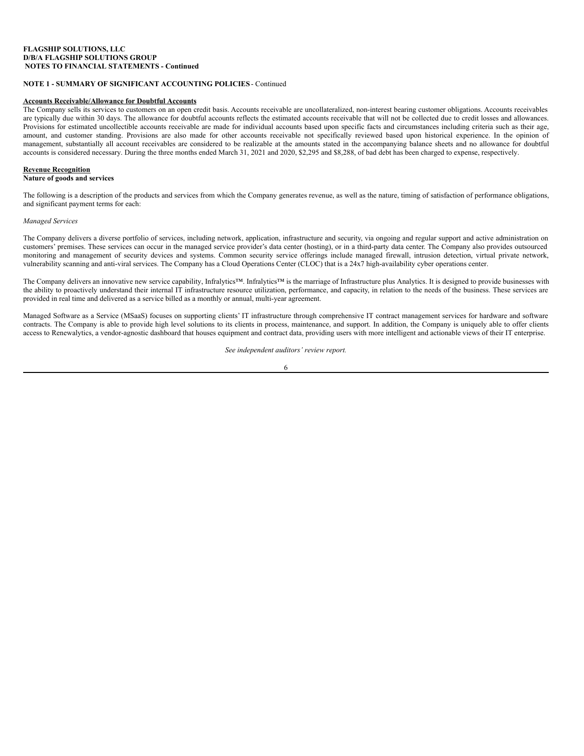**FLAGSHIP SOLUTIONS, LLC**
**D/B/A FLAGSHIP SOLUTIONS GROUP**
**NOTES TO FINANCIAL STATEMENTS - Continued**

**NOTE 1 - SUMMARY OF SIGNIFICANT ACCOUNTING POLICIES** - Continued

**Accounts Receivable/Allowance for Doubtful Accounts**

The Company sells its services to customers on an open credit basis. Accounts receivable are uncollateralized, non-interest bearing customer obligations. Accounts receivables are typically due within 30 days. The allowance for doubtful accounts reflects the estimated accounts receivable that will not be collected due to credit losses and allowances. Provisions for estimated uncollectible accounts receivable are made for individual accounts based upon specific facts and circumstances including criteria such as their age, amount, and customer standing. Provisions are also made for other accounts receivable not specifically reviewed based upon historical experience. In the opinion of management, substantially all account receivables are considered to be realizable at the amounts stated in the accompanying balance sheets and no allowance for doubtful accounts is considered necessary. During the three months ended March 31, 2021 and 2020, $2,295 and $8,288, of bad debt has been charged to expense, respectively.

**Revenue Recognition**

**Nature of goods and services**

The following is a description of the products and services from which the Company generates revenue, as well as the nature, timing of satisfaction of performance obligations, and significant payment terms for each:

*Managed Services*

The Company delivers a diverse portfolio of services, including network, application, infrastructure and security, via ongoing and regular support and active administration on customers' premises. These services can occur in the managed service provider's data center (hosting), or in a third-party data center. The Company also provides outsourced monitoring and management of security devices and systems. Common security service offerings include managed firewall, intrusion detection, virtual private network, vulnerability scanning and anti-viral services. The Company has a Cloud Operations Center (CLOC) that is a 24x7 high-availability cyber operations center.

The Company delivers an innovative new service capability, Infralytics™. Infralytics™ is the marriage of Infrastructure plus Analytics. It is designed to provide businesses with the ability to proactively understand their internal IT infrastructure resource utilization, performance, and capacity, in relation to the needs of the business. These services are provided in real time and delivered as a service billed as a monthly or annual, multi-year agreement.

Managed Software as a Service (MSaaS) focuses on supporting clients' IT infrastructure through comprehensive IT contract management services for hardware and software contracts. The Company is able to provide high level solutions to its clients in process, maintenance, and support. In addition, the Company is uniquely able to offer clients access to Renewalytics, a vendor-agnostic dashboard that houses equipment and contract data, providing users with more intelligent and actionable views of their IT enterprise.

*See independent auditors' review report.*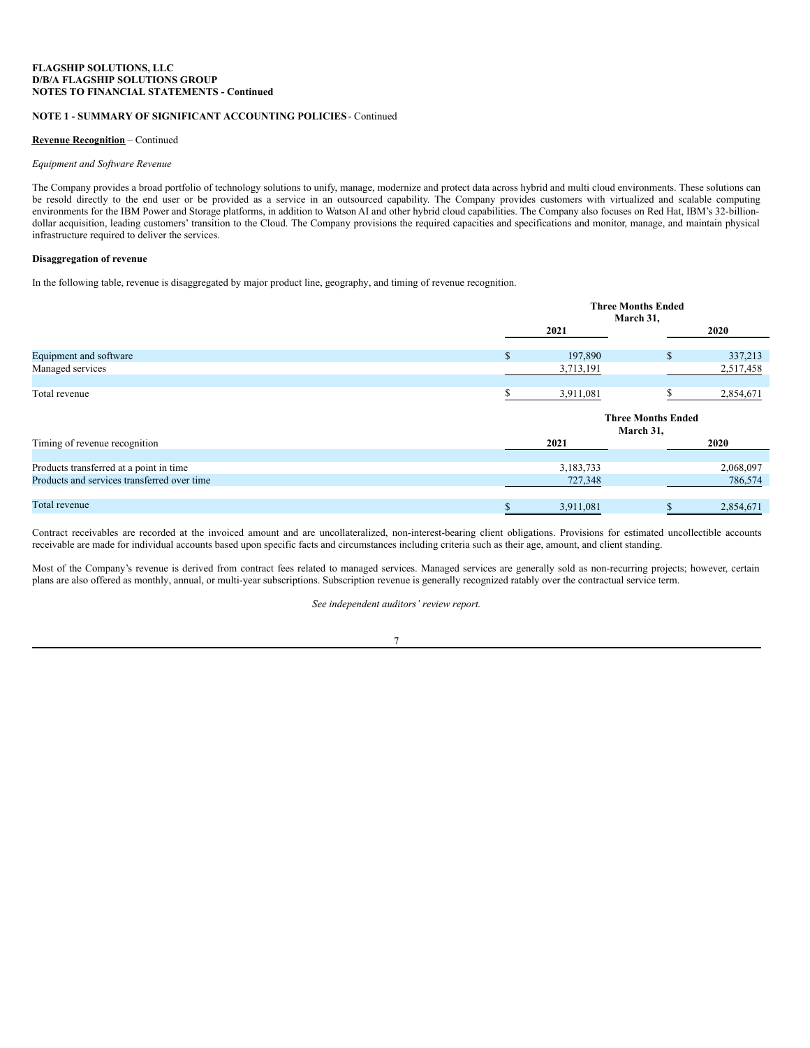**FLAGSHIP SOLUTIONS, LLC**
**D/B/A FLAGSHIP SOLUTIONS GROUP**
**NOTES TO FINANCIAL STATEMENTS - Continued**

**NOTE 1 - SUMMARY OF SIGNIFICANT ACCOUNTING POLICIES** - Continued

**Revenue Recognition** – Continued

*Equipment and Software Revenue*

The Company provides a broad portfolio of technology solutions to unify, manage, modernize and protect data across hybrid and multi cloud environments. These solutions can be resold directly to the end user or be provided as a service in an outsourced capability. The Company provides customers with virtualized and scalable computing environments for the IBM Power and Storage platforms, in addition to Watson AI and other hybrid cloud capabilities. The Company also focuses on Red Hat, IBM's 32-billion-dollar acquisition, leading customers' transition to the Cloud. The Company provisions the required capacities and specifications and monitor, manage, and maintain physical infrastructure required to deliver the services.

**Disaggregation of revenue**

In the following table, revenue is disaggregated by major product line, geography, and timing of revenue recognition.

| | Three Months Ended March 31, | |
|---|---|---|
| | 2021 | 2020 |
| Equipment and software | $ 197,890 | $ 337,213 |
| Managed services | 3,713,191 | 2,517,458 |
| Total revenue | $ 3,911,081 | $ 2,854,671 |

| | Three Months Ended March 31, | |
|---|---|---|
| Timing of revenue recognition | 2021 | 2020 |
| Products transferred at a point in time | 3,183,733 | 2,068,097 |
| Products and services transferred over time | 727,348 | 786,574 |
| Total revenue | $ 3,911,081 | $ 2,854,671 |

Contract receivables are recorded at the invoiced amount and are uncollateralized, non-interest-bearing client obligations. Provisions for estimated uncollectible accounts receivable are made for individual accounts based upon specific facts and circumstances including criteria such as their age, amount, and client standing.

Most of the Company's revenue is derived from contract fees related to managed services. Managed services are generally sold as non-recurring projects; however, certain plans are also offered as monthly, annual, or multi-year subscriptions. Subscription revenue is generally recognized ratably over the contractual service term.

*See independent auditors' review report.*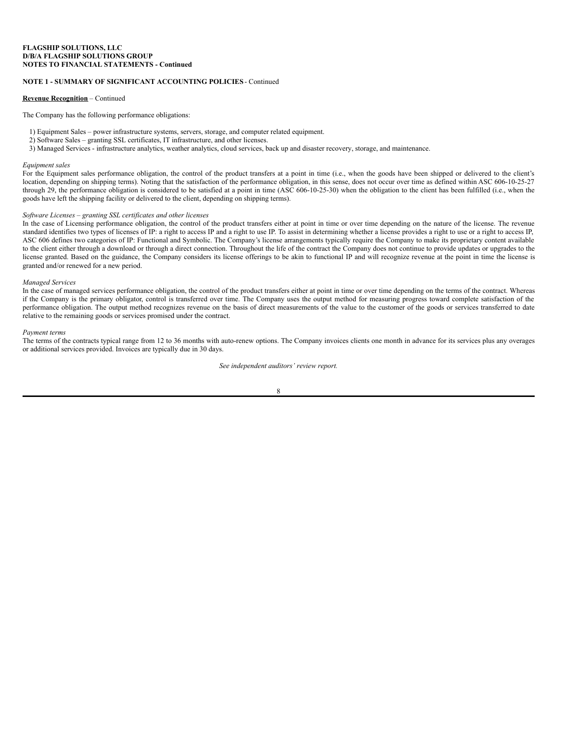**FLAGSHIP SOLUTIONS, LLC**
**D/B/A FLAGSHIP SOLUTIONS GROUP**
**NOTES TO FINANCIAL STATEMENTS - Continued**

**NOTE 1 - SUMMARY OF SIGNIFICANT ACCOUNTING POLICIES** - Continued

**Revenue Recognition** – Continued

The Company has the following performance obligations:

1) Equipment Sales – power infrastructure systems, servers, storage, and computer related equipment.
2) Software Sales – granting SSL certificates, IT infrastructure, and other licenses.
3) Managed Services - infrastructure analytics, weather analytics, cloud services, back up and disaster recovery, storage, and maintenance.

*Equipment sales*
For the Equipment sales performance obligation, the control of the product transfers at a point in time (i.e., when the goods have been shipped or delivered to the client's location, depending on shipping terms). Noting that the satisfaction of the performance obligation, in this sense, does not occur over time as defined within ASC 606-10-25-27 through 29, the performance obligation is considered to be satisfied at a point in time (ASC 606-10-25-30) when the obligation to the client has been fulfilled (i.e., when the goods have left the shipping facility or delivered to the client, depending on shipping terms).

*Software Licenses – granting SSL certificates and other licenses*
In the case of Licensing performance obligation, the control of the product transfers either at point in time or over time depending on the nature of the license. The revenue standard identifies two types of licenses of IP: a right to access IP and a right to use IP. To assist in determining whether a license provides a right to use or a right to access IP, ASC 606 defines two categories of IP: Functional and Symbolic. The Company's license arrangements typically require the Company to make its proprietary content available to the client either through a download or through a direct connection. Throughout the life of the contract the Company does not continue to provide updates or upgrades to the license granted. Based on the guidance, the Company considers its license offerings to be akin to functional IP and will recognize revenue at the point in time the license is granted and/or renewed for a new period.

*Managed Services*
In the case of managed services performance obligation, the control of the product transfers either at point in time or over time depending on the terms of the contract. Whereas if the Company is the primary obligator, control is transferred over time. The Company uses the output method for measuring progress toward complete satisfaction of the performance obligation. The output method recognizes revenue on the basis of direct measurements of the value to the customer of the goods or services transferred to date relative to the remaining goods or services promised under the contract.

*Payment terms*
The terms of the contracts typical range from 12 to 36 months with auto-renew options. The Company invoices clients one month in advance for its services plus any overages or additional services provided. Invoices are typically due in 30 days.

*See independent auditors' review report.*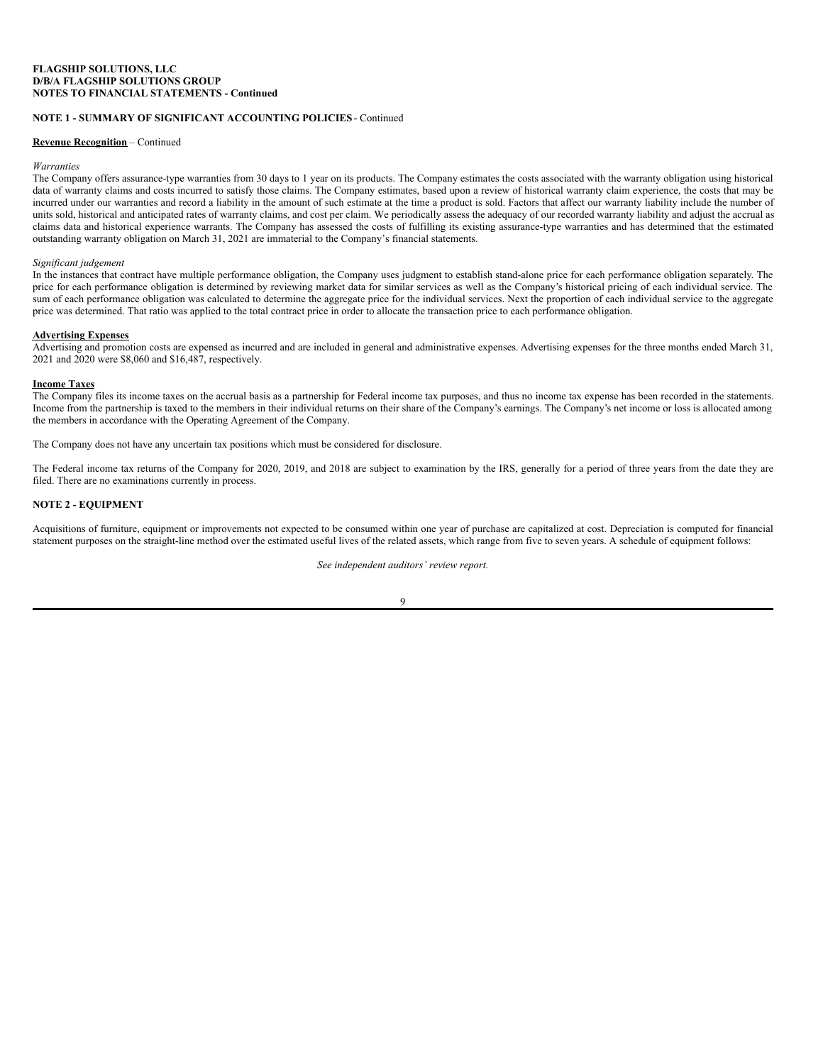**FLAGSHIP SOLUTIONS, LLC**
**D/B/A FLAGSHIP SOLUTIONS GROUP**
**NOTES TO FINANCIAL STATEMENTS - Continued**

**NOTE 1 - SUMMARY OF SIGNIFICANT ACCOUNTING POLICIES** - Continued

**Revenue Recognition** – Continued

*Warranties*

The Company offers assurance-type warranties from 30 days to 1 year on its products. The Company estimates the costs associated with the warranty obligation using historical data of warranty claims and costs incurred to satisfy those claims. The Company estimates, based upon a review of historical warranty claim experience, the costs that may be incurred under our warranties and record a liability in the amount of such estimate at the time a product is sold. Factors that affect our warranty liability include the number of units sold, historical and anticipated rates of warranty claims, and cost per claim. We periodically assess the adequacy of our recorded warranty liability and adjust the accrual as claims data and historical experience warrants. The Company has assessed the costs of fulfilling its existing assurance-type warranties and has determined that the estimated outstanding warranty obligation on March 31, 2021 are immaterial to the Company's financial statements.

*Significant judgement*

In the instances that contract have multiple performance obligation, the Company uses judgment to establish stand-alone price for each performance obligation separately. The price for each performance obligation is determined by reviewing market data for similar services as well as the Company's historical pricing of each individual service. The sum of each performance obligation was calculated to determine the aggregate price for the individual services. Next the proportion of each individual service to the aggregate price was determined. That ratio was applied to the total contract price in order to allocate the transaction price to each performance obligation.

**Advertising Expenses**

Advertising and promotion costs are expensed as incurred and are included in general and administrative expenses. Advertising expenses for the three months ended March 31, 2021 and 2020 were $8,060 and $16,487, respectively.

**Income Taxes**

The Company files its income taxes on the accrual basis as a partnership for Federal income tax purposes, and thus no income tax expense has been recorded in the statements. Income from the partnership is taxed to the members in their individual returns on their share of the Company's earnings. The Company's net income or loss is allocated among the members in accordance with the Operating Agreement of the Company.

The Company does not have any uncertain tax positions which must be considered for disclosure.

The Federal income tax returns of the Company for 2020, 2019, and 2018 are subject to examination by the IRS, generally for a period of three years from the date they are filed. There are no examinations currently in process.

**NOTE 2 - EQUIPMENT**

Acquisitions of furniture, equipment or improvements not expected to be consumed within one year of purchase are capitalized at cost. Depreciation is computed for financial statement purposes on the straight-line method over the estimated useful lives of the related assets, which range from five to seven years. A schedule of equipment follows:

*See independent auditors' review report.*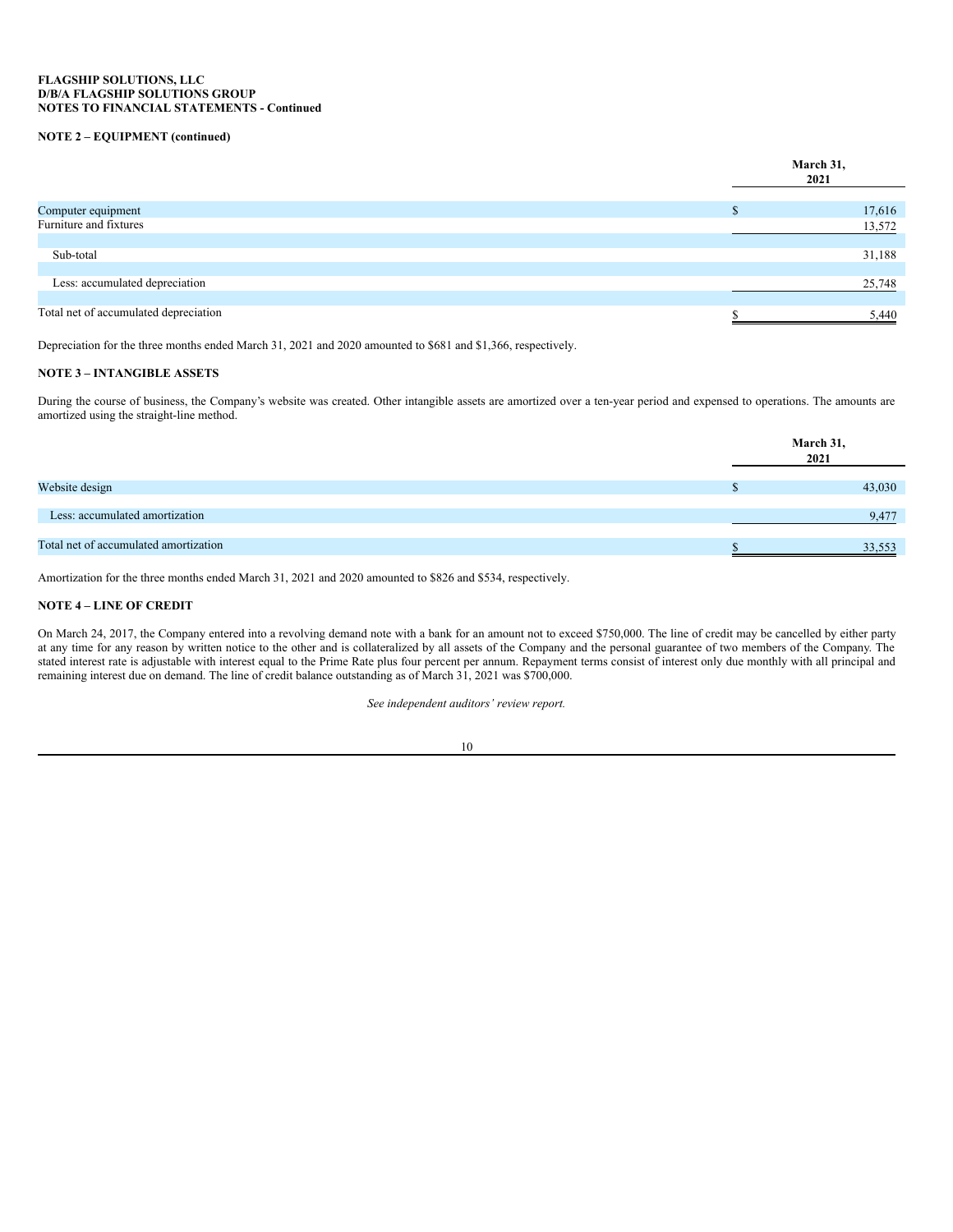**FLAGSHIP SOLUTIONS, LLC**
**D/B/A FLAGSHIP SOLUTIONS GROUP**
**NOTES TO FINANCIAL STATEMENTS - Continued**

**NOTE 2 – EQUIPMENT (continued)**

| | March 31, 2021 |
|---|---|
| Computer equipment | $ 17,616 |
| Furniture and fixtures | 13,572 |
| Sub-total | 31,188 |
| Less: accumulated depreciation | 25,748 |
| Total net of accumulated depreciation | $ 5,440 |

Depreciation for the three months ended March 31, 2021 and 2020 amounted to $681 and $1,366, respectively.

**NOTE 3 – INTANGIBLE ASSETS**

During the course of business, the Company's website was created. Other intangible assets are amortized over a ten-year period and expensed to operations. The amounts are amortized using the straight-line method.

| | March 31, 2021 |
|---|---|
| Website design | $ 43,030 |
| Less: accumulated amortization | 9,477 |
| Total net of accumulated amortization | $ 33,553 |

Amortization for the three months ended March 31, 2021 and 2020 amounted to $826 and $534, respectively.

**NOTE 4 – LINE OF CREDIT**

On March 24, 2017, the Company entered into a revolving demand note with a bank for an amount not to exceed $750,000. The line of credit may be cancelled by either party at any time for any reason by written notice to the other and is collateralized by all assets of the Company and the personal guarantee of two members of the Company. The stated interest rate is adjustable with interest equal to the Prime Rate plus four percent per annum. Repayment terms consist of interest only due monthly with all principal and remaining interest due on demand. The line of credit balance outstanding as of March 31, 2021 was $700,000.

*See independent auditors' review report.*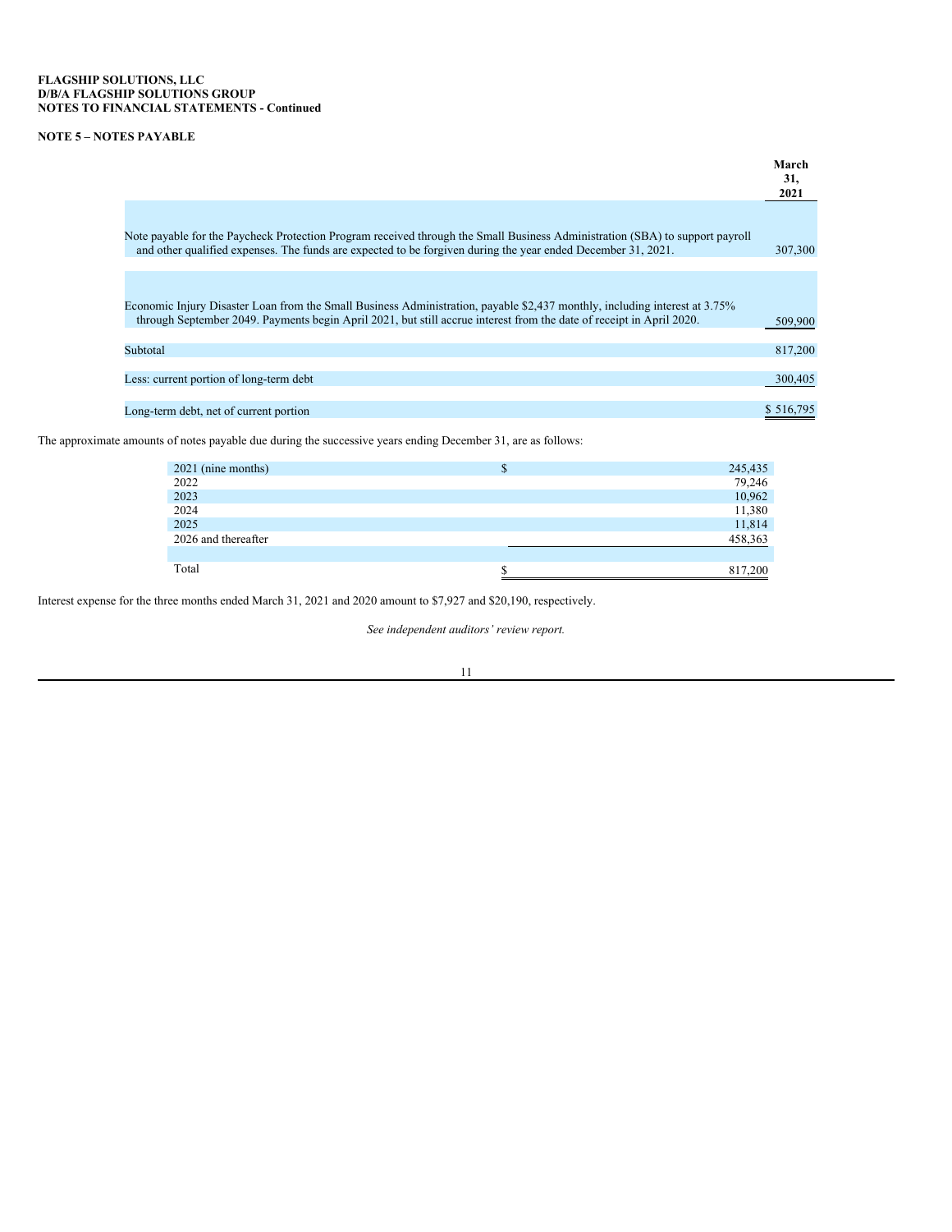**FLAGSHIP SOLUTIONS, LLC**
**D/B/A FLAGSHIP SOLUTIONS GROUP**
**NOTES TO FINANCIAL STATEMENTS - Continued**

**NOTE 5 – NOTES PAYABLE**

| | March 31, 2021 |
|---|---|
| Note payable for the Paycheck Protection Program received through the Small Business Administration (SBA) to support payroll and other qualified expenses. The funds are expected to be forgiven during the year ended December 31, 2021. | 307,300 |
| Economic Injury Disaster Loan from the Small Business Administration, payable $2,437 monthly, including interest at 3.75% through September 2049. Payments begin April 2021, but still accrue interest from the date of receipt in April 2020. | 509,900 |
| Subtotal | 817,200 |
| Less: current portion of long-term debt | 300,405 |
| Long-term debt, net of current portion | $ 516,795 |

The approximate amounts of notes payable due during the successive years ending December 31, are as follows:

| | | |
|---|---|---|
| 2021 (nine months) | $ | 245,435 |
| 2022 | | 79,246 |
| 2023 | | 10,962 |
| 2024 | | 11,380 |
| 2025 | | 11,814 |
| 2026 and thereafter | | 458,363 |
| Total | $ | 817,200 |

Interest expense for the three months ended March 31, 2021 and 2020 amount to $7,927 and $20,190, respectively.

*See independent auditors' review report.*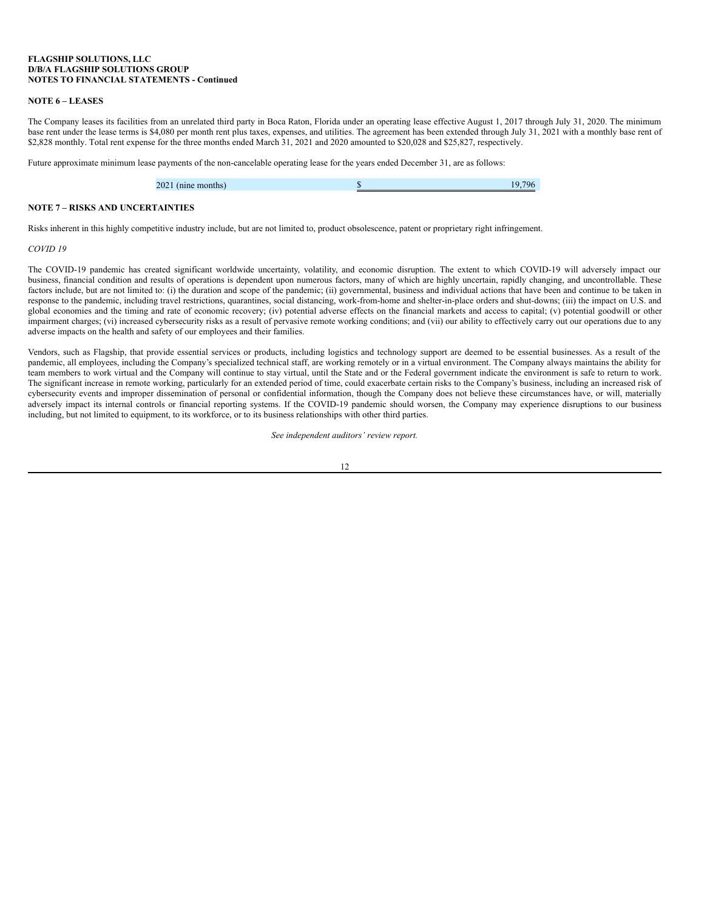**FLAGSHIP SOLUTIONS, LLC**
**D/B/A FLAGSHIP SOLUTIONS GROUP**
**NOTES TO FINANCIAL STATEMENTS - Continued**

**NOTE 6 – LEASES**

The Company leases its facilities from an unrelated third party in Boca Raton, Florida under an operating lease effective August 1, 2017 through July 31, 2020. The minimum base rent under the lease terms is $4,080 per month rent plus taxes, expenses, and utilities. The agreement has been extended through July 31, 2021 with a monthly base rent of $2,828 monthly. Total rent expense for the three months ended March 31, 2021 and 2020 amounted to $20,028 and $25,827, respectively.

Future approximate minimum lease payments of the non-cancelable operating lease for the years ended December 31, are as follows:

| | | |
|---|---|---|
| 2021 (nine months) | $ | 19,796 |

**NOTE 7 – RISKS AND UNCERTAINTIES**

Risks inherent in this highly competitive industry include, but are not limited to, product obsolescence, patent or proprietary right infringement.

*COVID 19*

The COVID-19 pandemic has created significant worldwide uncertainty, volatility, and economic disruption. The extent to which COVID-19 will adversely impact our business, financial condition and results of operations is dependent upon numerous factors, many of which are highly uncertain, rapidly changing, and uncontrollable. These factors include, but are not limited to: (i) the duration and scope of the pandemic; (ii) governmental, business and individual actions that have been and continue to be taken in response to the pandemic, including travel restrictions, quarantines, social distancing, work-from-home and shelter-in-place orders and shut-downs; (iii) the impact on U.S. and global economies and the timing and rate of economic recovery; (iv) potential adverse effects on the financial markets and access to capital; (v) potential goodwill or other impairment charges; (vi) increased cybersecurity risks as a result of pervasive remote working conditions; and (vii) our ability to effectively carry out our operations due to any adverse impacts on the health and safety of our employees and their families.

Vendors, such as Flagship, that provide essential services or products, including logistics and technology support are deemed to be essential businesses. As a result of the pandemic, all employees, including the Company's specialized technical staff, are working remotely or in a virtual environment. The Company always maintains the ability for team members to work virtual and the Company will continue to stay virtual, until the State and or the Federal government indicate the environment is safe to return to work. The significant increase in remote working, particularly for an extended period of time, could exacerbate certain risks to the Company's business, including an increased risk of cybersecurity events and improper dissemination of personal or confidential information, though the Company does not believe these circumstances have, or will, materially adversely impact its internal controls or financial reporting systems. If the COVID-19 pandemic should worsen, the Company may experience disruptions to our business including, but not limited to equipment, to its workforce, or to its business relationships with other third parties.

*See independent auditors' review report.*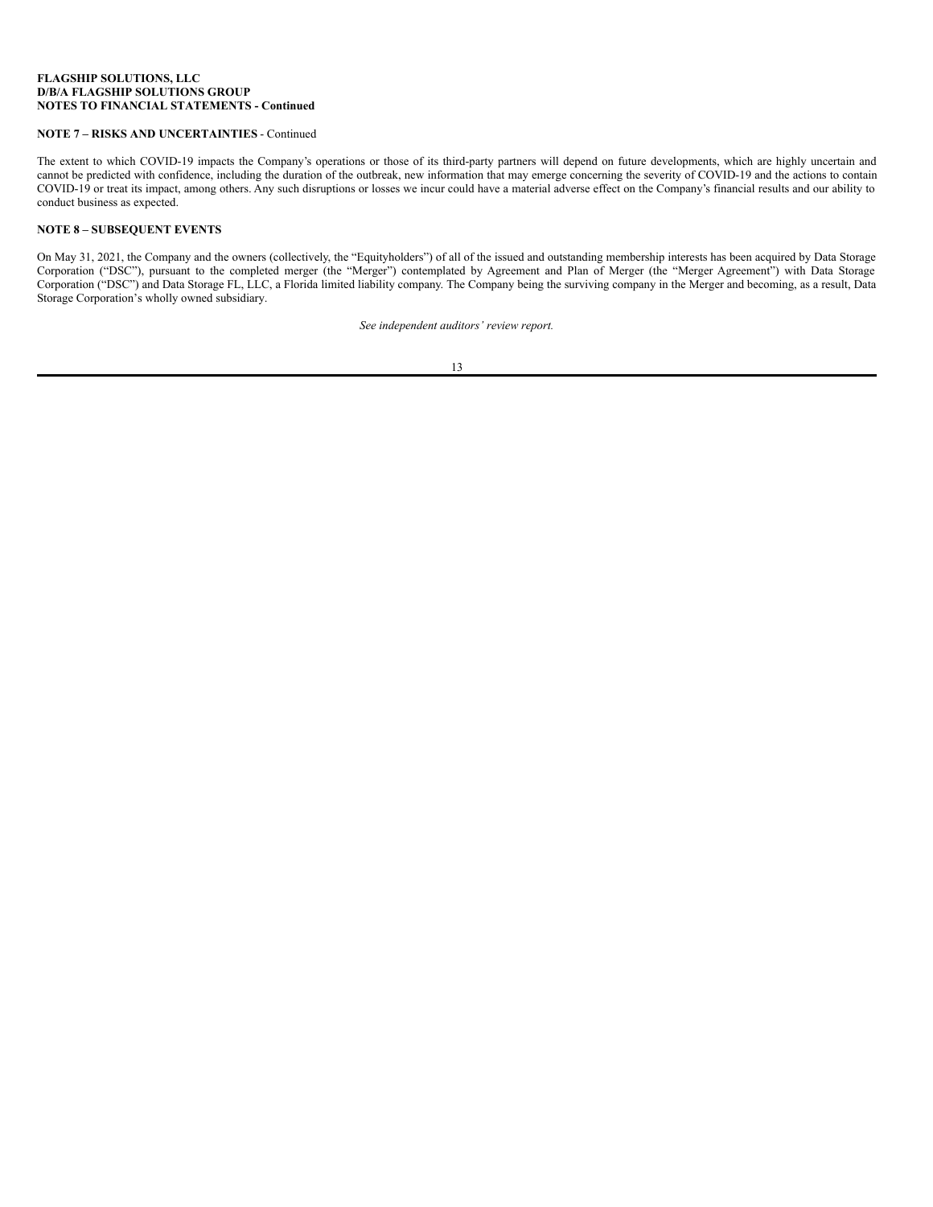## NOTE 7 – RISKS AND UNCERTAINTIES - Continued

The extent to which COVID-19 impacts the Company's operations or those of its third-party partners will depend on future developments, which are highly uncertain and cannot be predicted with confidence, including the duration of the outbreak, new information that may emerge concerning the severity of COVID-19 and the actions to contain COVID-19 or treat its impact, among others. Any such disruptions or losses we incur could have a material adverse effect on the Company's financial results and our ability to conduct business as expected.

## NOTE 8 – SUBSEQUENT EVENTS

On May 31, 2021, the Company and the owners (collectively, the "Equityholders") of all of the issued and outstanding membership interests has been acquired by Data Storage Corporation ("DSC"), pursuant to the completed merger (the "Merger") contemplated by Agreement and Plan of Merger (the "Merger Agreement") with Data Storage Corporation ("DSC") and Data Storage FL, LLC, a Florida limited liability company. The Company being the surviving company in the Merger and becoming, as a result, Data Storage Corporation's wholly owned subsidiary.

*See independent auditors' review report.*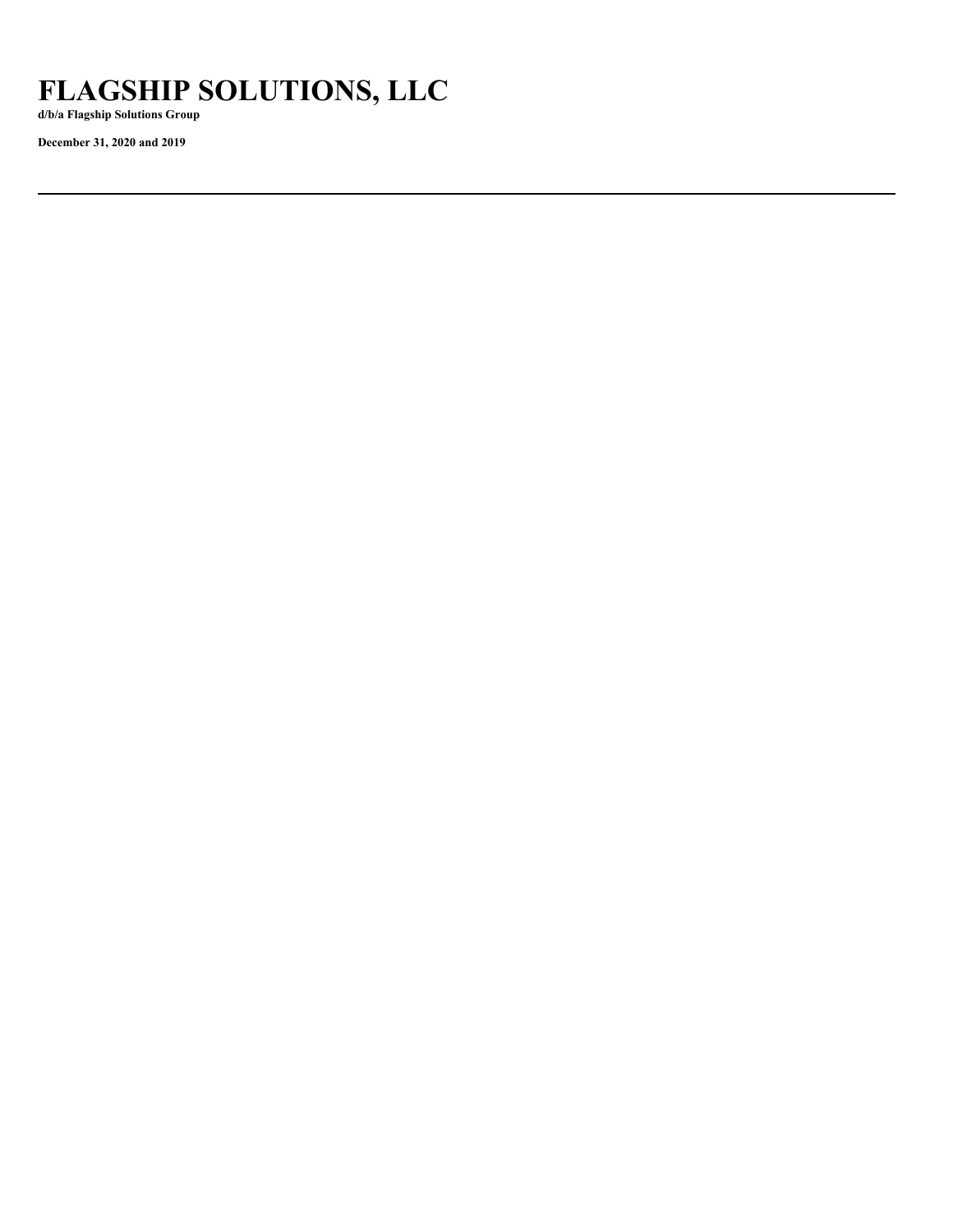# FLAGSHIP SOLUTIONS, LLC

**d/b/a Flagship Solutions Group**

**December 31, 2020 and 2019**

---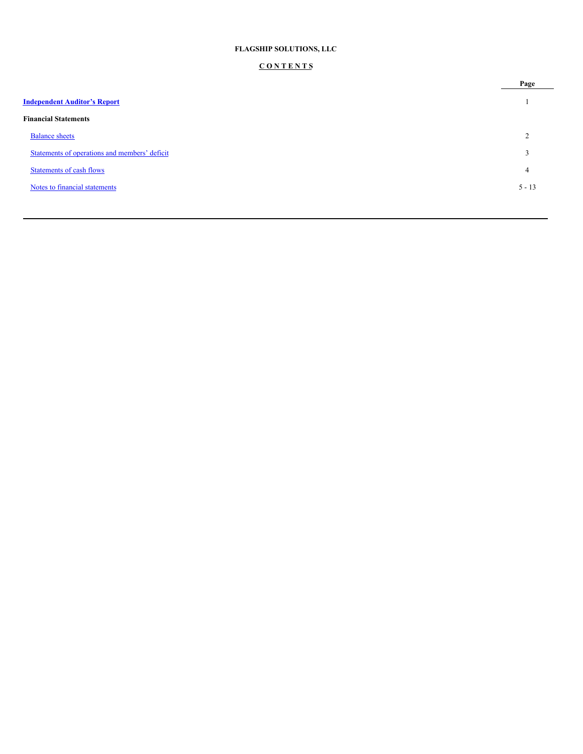**FLAGSHIP SOLUTIONS, LLC**

**CONTENTS**

| | Page |
|---|---|
| **Independent Auditor's Report** | 1 |
| **Financial Statements** | |
| Balance sheets | 2 |
| Statements of operations and members' deficit | 3 |
| Statements of cash flows | 4 |
| Notes to financial statements | 5 - 13 |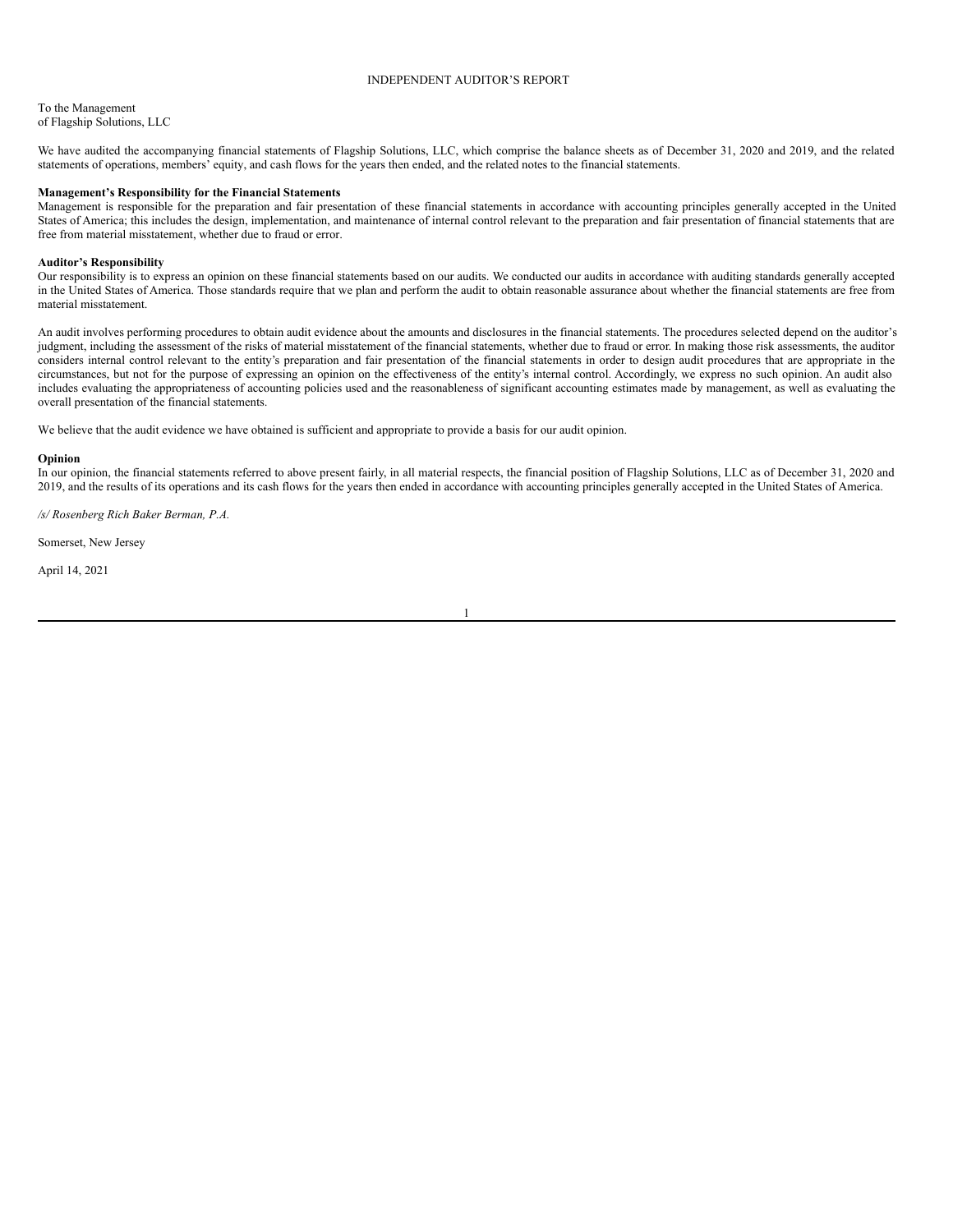# INDEPENDENT AUDITOR'S REPORT

To the Management
of Flagship Solutions, LLC

We have audited the accompanying financial statements of Flagship Solutions, LLC, which comprise the balance sheets as of December 31, 2020 and 2019, and the related statements of operations, members' equity, and cash flows for the years then ended, and the related notes to the financial statements.

**Management's Responsibility for the Financial Statements**

Management is responsible for the preparation and fair presentation of these financial statements in accordance with accounting principles generally accepted in the United States of America; this includes the design, implementation, and maintenance of internal control relevant to the preparation and fair presentation of financial statements that are free from material misstatement, whether due to fraud or error.

**Auditor's Responsibility**

Our responsibility is to express an opinion on these financial statements based on our audits. We conducted our audits in accordance with auditing standards generally accepted in the United States of America. Those standards require that we plan and perform the audit to obtain reasonable assurance about whether the financial statements are free from material misstatement.

An audit involves performing procedures to obtain audit evidence about the amounts and disclosures in the financial statements. The procedures selected depend on the auditor's judgment, including the assessment of the risks of material misstatement of the financial statements, whether due to fraud or error. In making those risk assessments, the auditor considers internal control relevant to the entity's preparation and fair presentation of the financial statements in order to design audit procedures that are appropriate in the circumstances, but not for the purpose of expressing an opinion on the effectiveness of the entity's internal control. Accordingly, we express no such opinion. An audit also includes evaluating the appropriateness of accounting policies used and the reasonableness of significant accounting estimates made by management, as well as evaluating the overall presentation of the financial statements.

We believe that the audit evidence we have obtained is sufficient and appropriate to provide a basis for our audit opinion.

**Opinion**

In our opinion, the financial statements referred to above present fairly, in all material respects, the financial position of Flagship Solutions, LLC as of December 31, 2020 and 2019, and the results of its operations and its cash flows for the years then ended in accordance with accounting principles generally accepted in the United States of America.

*/s/ Rosenberg Rich Baker Berman, P.A.*

Somerset, New Jersey

April 14, 2021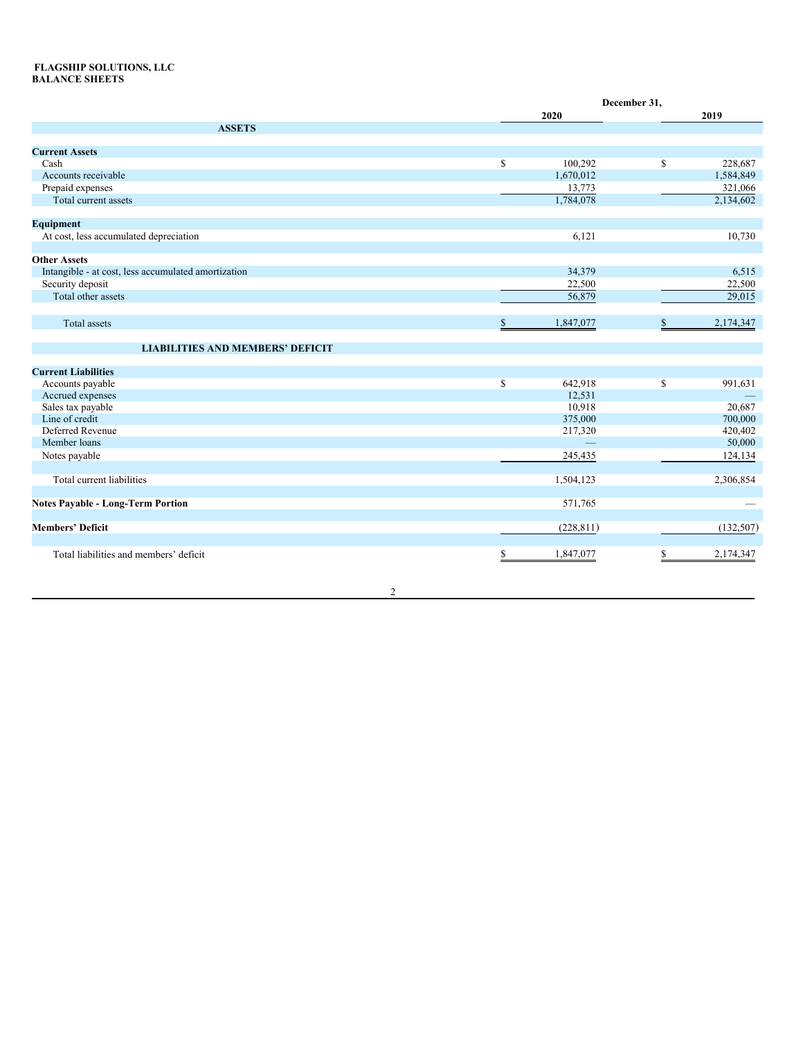**FLAGSHIP SOLUTIONS, LLC**
**BALANCE SHEETS**

| | December 31, 2020 | December 31, 2019 |
|---|---|---|
| **ASSETS** | | |
| **Current Assets** | | |
| Cash | $ 100,292 | $ 228,687 |
| Accounts receivable | 1,670,012 | 1,584,849 |
| Prepaid expenses | 13,773 | 321,066 |
| Total current assets | 1,784,078 | 2,134,602 |
| **Equipment** | | |
| At cost, less accumulated depreciation | 6,121 | 10,730 |
| **Other Assets** | | |
| Intangible - at cost, less accumulated amortization | 34,379 | 6,515 |
| Security deposit | 22,500 | 22,500 |
| Total other assets | 56,879 | 29,015 |
| Total assets | $ 1,847,077 | $ 2,174,347 |
| **LIABILITIES AND MEMBERS' DEFICIT** | | |
| **Current Liabilities** | | |
| Accounts payable | $ 642,918 | $ 991,631 |
| Accrued expenses | 12,531 | — |
| Sales tax payable | 10,918 | 20,687 |
| Line of credit | 375,000 | 700,000 |
| Deferred Revenue | 217,320 | 420,402 |
| Member loans | — | 50,000 |
| Notes payable | 245,435 | 124,134 |
| Total current liabilities | 1,504,123 | 2,306,854 |
| **Notes Payable - Long-Term Portion** | 571,765 | — |
| **Members' Deficit** | (228,811) | (132,507) |
| Total liabilities and members' deficit | $ 1,847,077 | $ 2,174,347 |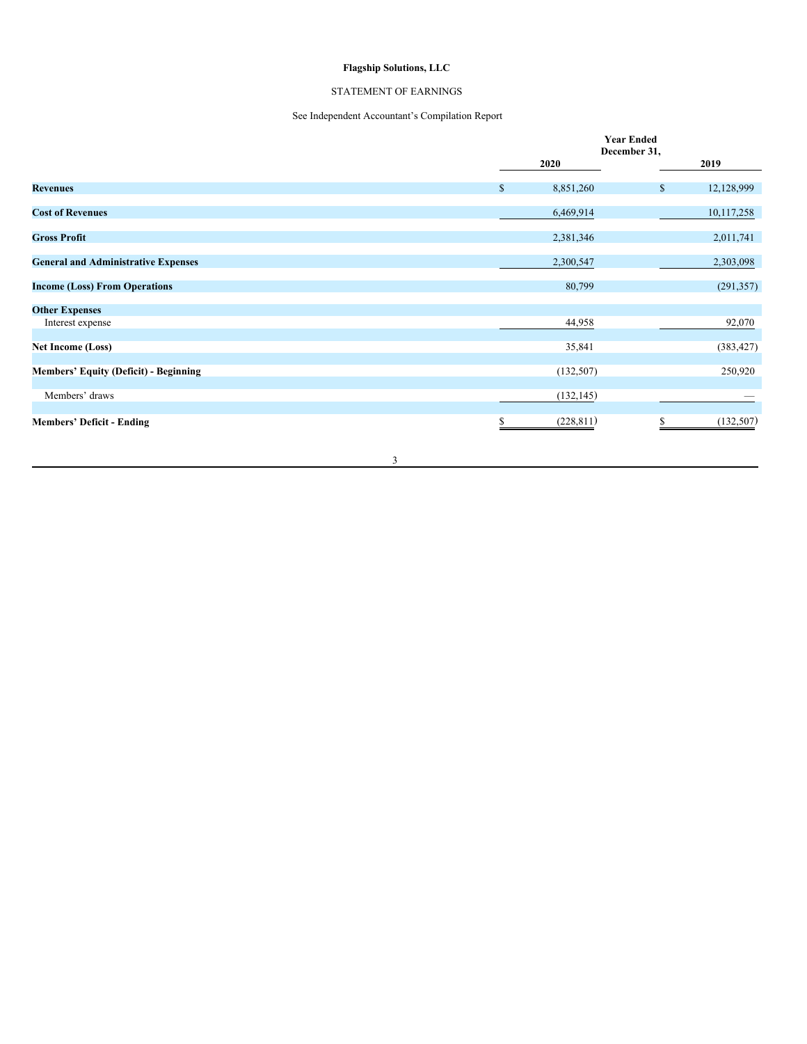**Flagship Solutions, LLC**

STATEMENT OF EARNINGS

See Independent Accountant's Compilation Report

| | Year Ended December 31, | |
|---|---|---|
| | 2020 | 2019 |
| **Revenues** | $ 8,851,260 | $ 12,128,999 |
| **Cost of Revenues** | 6,469,914 | 10,117,258 |
| **Gross Profit** | 2,381,346 | 2,011,741 |
| **General and Administrative Expenses** | 2,300,547 | 2,303,098 |
| **Income (Loss) From Operations** | 80,799 | (291,357) |
| **Other Expenses** | | |
| Interest expense | 44,958 | 92,070 |
| **Net Income (Loss)** | 35,841 | (383,427) |
| **Members' Equity (Deficit) - Beginning** | (132,507) | 250,920 |
| Members' draws | (132,145) | — |
| **Members' Deficit - Ending** | $ (228,811) | $ (132,507) |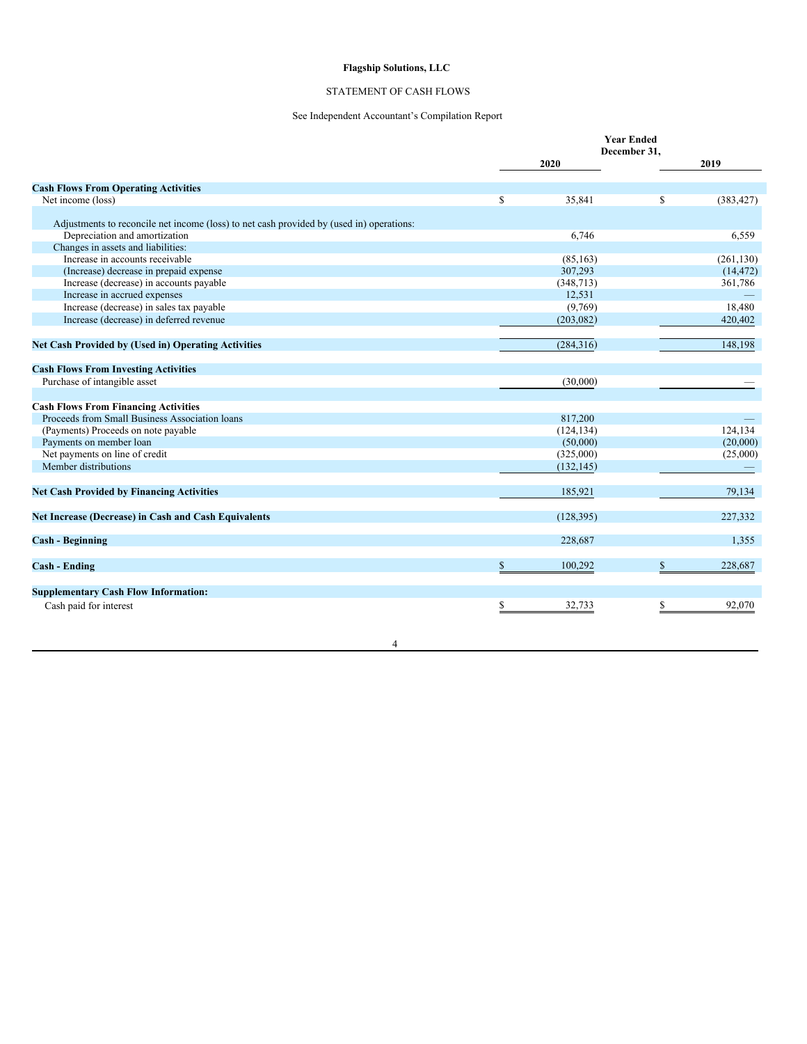**Flagship Solutions, LLC**

STATEMENT OF CASH FLOWS

See Independent Accountant's Compilation Report

| | Year Ended December 31, 2020 | 2019 |
|---|---|---|
| **Cash Flows From Operating Activities** | | |
| Net income (loss) | $ 35,841 | $ (383,427) |
| Adjustments to reconcile net income (loss) to net cash provided by (used in) operations: | | |
| Depreciation and amortization | 6,746 | 6,559 |
| Changes in assets and liabilities: | | |
| Increase in accounts receivable | (85,163) | (261,130) |
| (Increase) decrease in prepaid expense | 307,293 | (14,472) |
| Increase (decrease) in accounts payable | (348,713) | 361,786 |
| Increase in accrued expenses | 12,531 | — |
| Increase (decrease) in sales tax payable | (9,769) | 18,480 |
| Increase (decrease) in deferred revenue | (203,082) | 420,402 |
| **Net Cash Provided by (Used in) Operating Activities** | (284,316) | 148,198 |
| **Cash Flows From Investing Activities** | | |
| Purchase of intangible asset | (30,000) | — |
| **Cash Flows From Financing Activities** | | |
| Proceeds from Small Business Association loans | 817,200 | — |
| (Payments) Proceeds on note payable | (124,134) | 124,134 |
| Payments on member loan | (50,000) | (20,000) |
| Net payments on line of credit | (325,000) | (25,000) |
| Member distributions | (132,145) | — |
| **Net Cash Provided by Financing Activities** | 185,921 | 79,134 |
| **Net Increase (Decrease) in Cash and Cash Equivalents** | (128,395) | 227,332 |
| **Cash - Beginning** | 228,687 | 1,355 |
| **Cash - Ending** | $ 100,292 | $ 228,687 |
| **Supplementary Cash Flow Information:** | | |
| Cash paid for interest | $ 32,733 | $ 92,070 |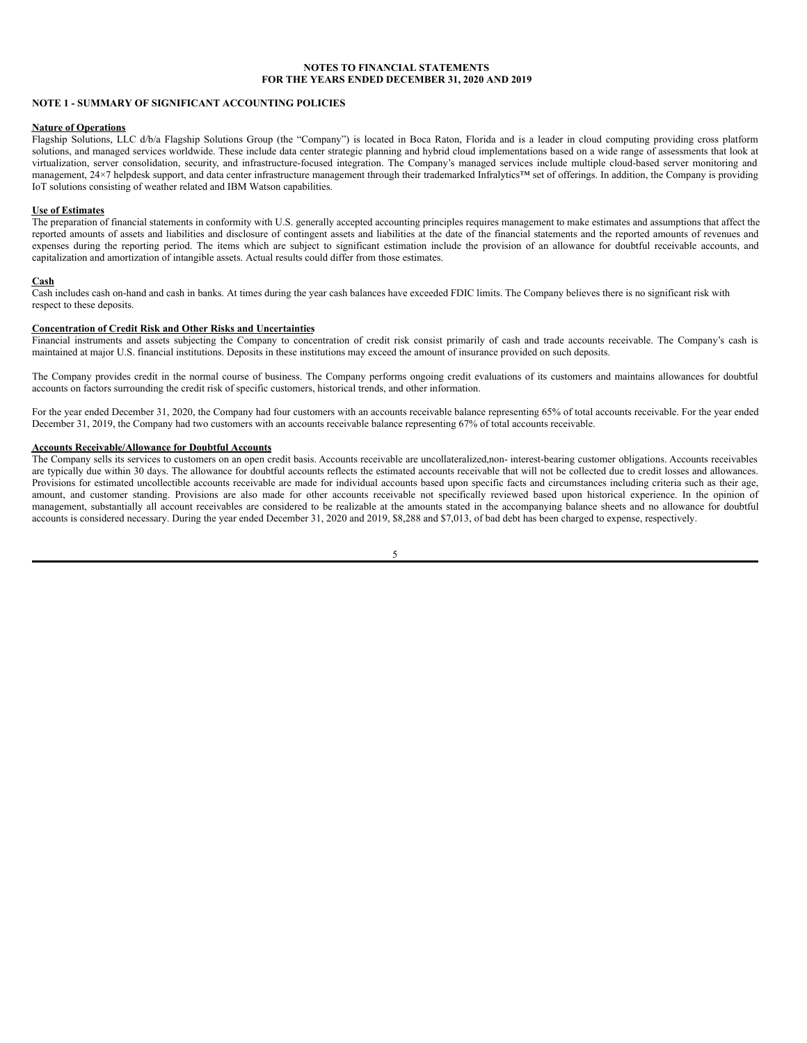**NOTES TO FINANCIAL STATEMENTS**
**FOR THE YEARS ENDED DECEMBER 31, 2020 AND 2019**

**NOTE 1 - SUMMARY OF SIGNIFICANT ACCOUNTING POLICIES**

**Nature of Operations**

Flagship Solutions, LLC d/b/a Flagship Solutions Group (the "Company") is located in Boca Raton, Florida and is a leader in cloud computing providing cross platform solutions, and managed services worldwide. These include data center strategic planning and hybrid cloud implementations based on a wide range of assessments that look at virtualization, server consolidation, security, and infrastructure-focused integration. The Company's managed services include multiple cloud-based server monitoring and management, 24×7 helpdesk support, and data center infrastructure management through their trademarked Infralytics™ set of offerings. In addition, the Company is providing IoT solutions consisting of weather related and IBM Watson capabilities.

**Use of Estimates**

The preparation of financial statements in conformity with U.S. generally accepted accounting principles requires management to make estimates and assumptions that affect the reported amounts of assets and liabilities and disclosure of contingent assets and liabilities at the date of the financial statements and the reported amounts of revenues and expenses during the reporting period. The items which are subject to significant estimation include the provision of an allowance for doubtful receivable accounts, and capitalization and amortization of intangible assets. Actual results could differ from those estimates.

**Cash**

Cash includes cash on-hand and cash in banks. At times during the year cash balances have exceeded FDIC limits. The Company believes there is no significant risk with respect to these deposits.

**Concentration of Credit Risk and Other Risks and Uncertainties**

Financial instruments and assets subjecting the Company to concentration of credit risk consist primarily of cash and trade accounts receivable. The Company's cash is maintained at major U.S. financial institutions. Deposits in these institutions may exceed the amount of insurance provided on such deposits.

The Company provides credit in the normal course of business. The Company performs ongoing credit evaluations of its customers and maintains allowances for doubtful accounts on factors surrounding the credit risk of specific customers, historical trends, and other information.

For the year ended December 31, 2020, the Company had four customers with an accounts receivable balance representing 65% of total accounts receivable. For the year ended December 31, 2019, the Company had two customers with an accounts receivable balance representing 67% of total accounts receivable.

**Accounts Receivable/Allowance for Doubtful Accounts**

The Company sells its services to customers on an open credit basis. Accounts receivable are uncollateralized,non- interest-bearing customer obligations. Accounts receivables are typically due within 30 days. The allowance for doubtful accounts reflects the estimated accounts receivable that will not be collected due to credit losses and allowances. Provisions for estimated uncollectible accounts receivable are made for individual accounts based upon specific facts and circumstances including criteria such as their age, amount, and customer standing. Provisions are also made for other accounts receivable not specifically reviewed based upon historical experience. In the opinion of management, substantially all account receivables are considered to be realizable at the amounts stated in the accompanying balance sheets and no allowance for doubtful accounts is considered necessary. During the year ended December 31, 2020 and 2019, $8,288 and $7,013, of bad debt has been charged to expense, respectively.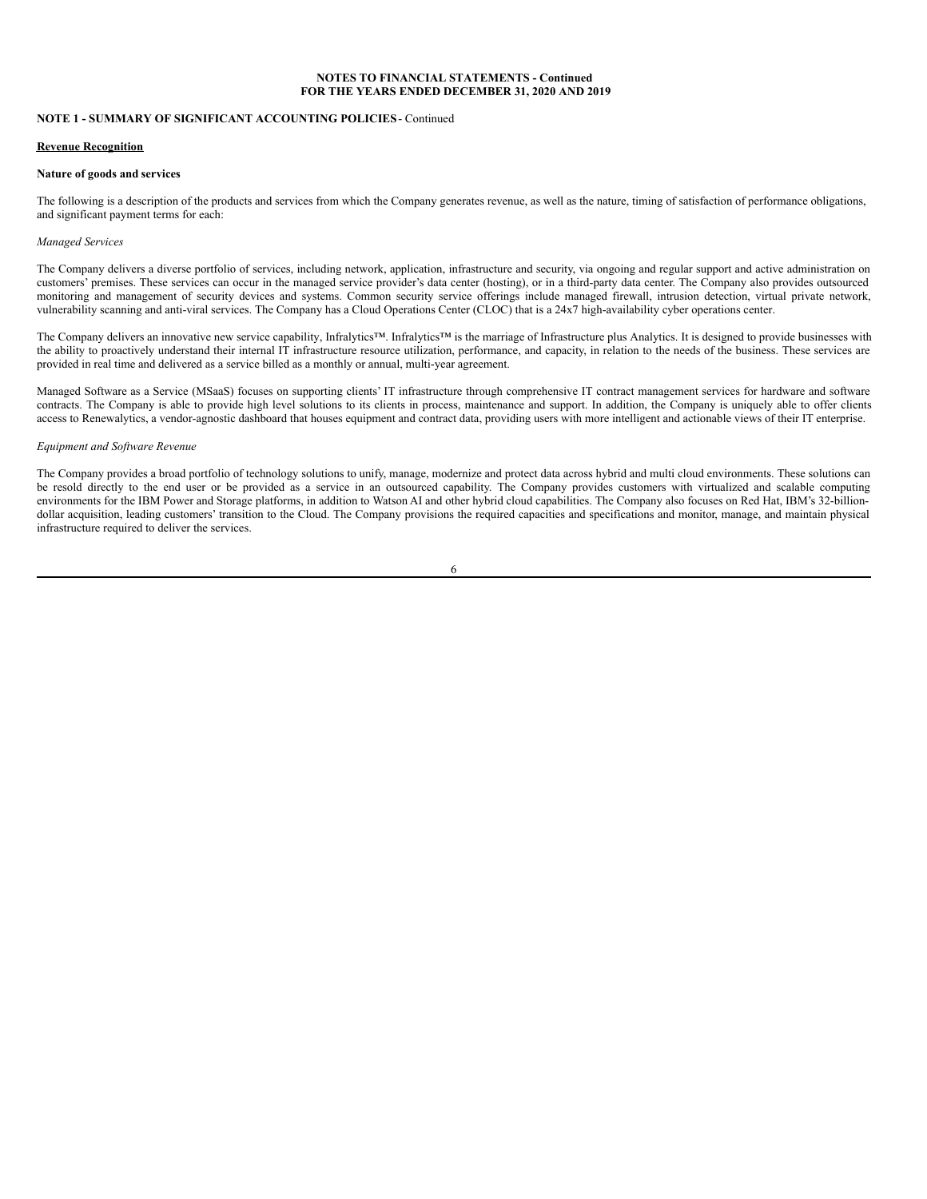**NOTES TO FINANCIAL STATEMENTS - Continued**
**FOR THE YEARS ENDED DECEMBER 31, 2020 AND 2019**

**NOTE 1 - SUMMARY OF SIGNIFICANT ACCOUNTING POLICIES** - Continued

**Revenue Recognition**

**Nature of goods and services**

The following is a description of the products and services from which the Company generates revenue, as well as the nature, timing of satisfaction of performance obligations, and significant payment terms for each:

*Managed Services*

The Company delivers a diverse portfolio of services, including network, application, infrastructure and security, via ongoing and regular support and active administration on customers' premises. These services can occur in the managed service provider's data center (hosting), or in a third-party data center. The Company also provides outsourced monitoring and management of security devices and systems. Common security service offerings include managed firewall, intrusion detection, virtual private network, vulnerability scanning and anti-viral services. The Company has a Cloud Operations Center (CLOC) that is a 24x7 high-availability cyber operations center.

The Company delivers an innovative new service capability, Infralytics™. Infralytics™ is the marriage of Infrastructure plus Analytics. It is designed to provide businesses with the ability to proactively understand their internal IT infrastructure resource utilization, performance, and capacity, in relation to the needs of the business. These services are provided in real time and delivered as a service billed as a monthly or annual, multi-year agreement.

Managed Software as a Service (MSaaS) focuses on supporting clients' IT infrastructure through comprehensive IT contract management services for hardware and software contracts. The Company is able to provide high level solutions to its clients in process, maintenance and support. In addition, the Company is uniquely able to offer clients access to Renewalytics, a vendor-agnostic dashboard that houses equipment and contract data, providing users with more intelligent and actionable views of their IT enterprise.

*Equipment and Software Revenue*

The Company provides a broad portfolio of technology solutions to unify, manage, modernize and protect data across hybrid and multi cloud environments. These solutions can be resold directly to the end user or be provided as a service in an outsourced capability. The Company provides customers with virtualized and scalable computing environments for the IBM Power and Storage platforms, in addition to Watson AI and other hybrid cloud capabilities. The Company also focuses on Red Hat, IBM's 32-billion-dollar acquisition, leading customers' transition to the Cloud. The Company provisions the required capacities and specifications and monitor, manage, and maintain physical infrastructure required to deliver the services.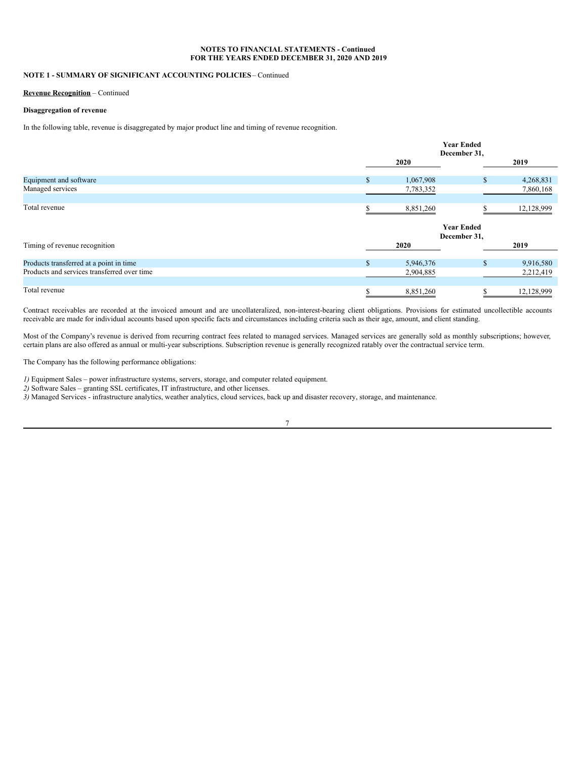**NOTES TO FINANCIAL STATEMENTS - Continued**
**FOR THE YEARS ENDED DECEMBER 31, 2020 AND 2019**

**NOTE 1 - SUMMARY OF SIGNIFICANT ACCOUNTING POLICIES** – Continued

**Revenue Recognition** – Continued

**Disaggregation of revenue**

In the following table, revenue is disaggregated by major product line and timing of revenue recognition.

| | Year Ended December 31, | |
|---|---|---|
| | 2020 | 2019 |
| Equipment and software | $ 1,067,908 | $ 4,268,831 |
| Managed services | 7,783,352 | 7,860,168 |
| Total revenue | $ 8,851,260 | $ 12,128,999 |

| | Year Ended December 31, | |
|---|---|---|
| Timing of revenue recognition | 2020 | 2019 |
| Products transferred at a point in time | $ 5,946,376 | $ 9,916,580 |
| Products and services transferred over time | 2,904,885 | 2,212,419 |
| Total revenue | $ 8,851,260 | $ 12,128,999 |

Contract receivables are recorded at the invoiced amount and are uncollateralized, non-interest-bearing client obligations. Provisions for estimated uncollectible accounts receivable are made for individual accounts based upon specific facts and circumstances including criteria such as their age, amount, and client standing.

Most of the Company's revenue is derived from recurring contract fees related to managed services. Managed services are generally sold as monthly subscriptions; however, certain plans are also offered as annual or multi-year subscriptions. Subscription revenue is generally recognized ratably over the contractual service term.

The Company has the following performance obligations:

*1)* Equipment Sales – power infrastructure systems, servers, storage, and computer related equipment.
*2)* Software Sales – granting SSL certificates, IT infrastructure, and other licenses.
*3)* Managed Services - infrastructure analytics, weather analytics, cloud services, back up and disaster recovery, storage, and maintenance.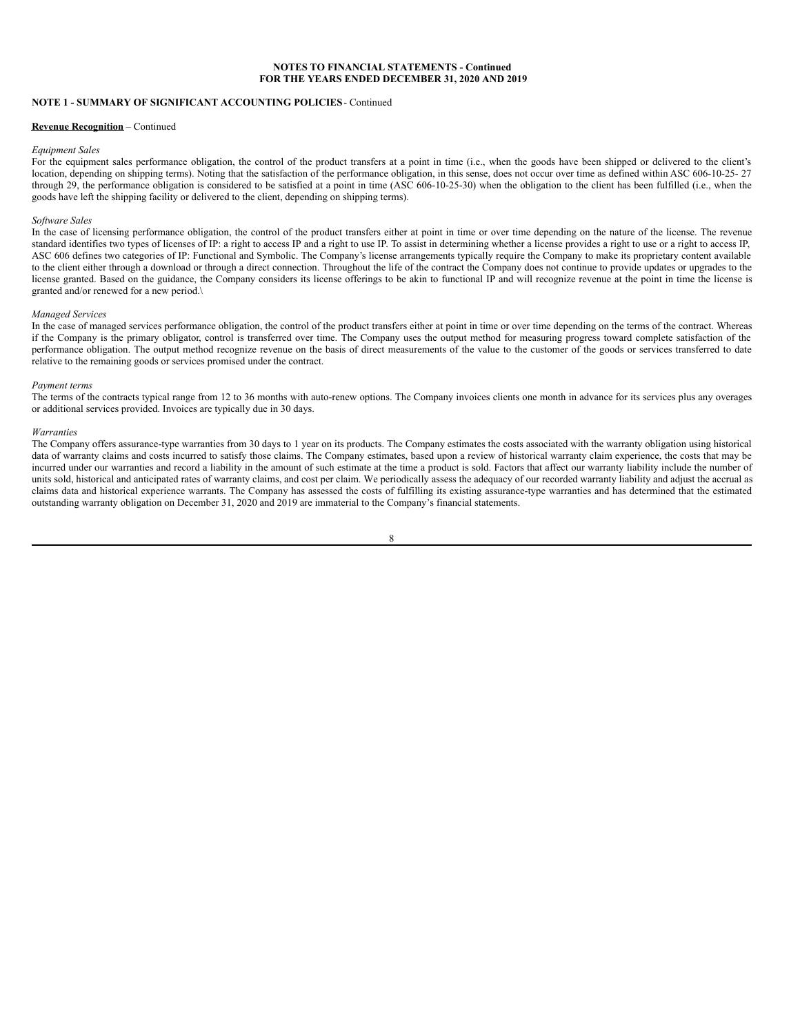**NOTES TO FINANCIAL STATEMENTS - Continued**
**FOR THE YEARS ENDED DECEMBER 31, 2020 AND 2019**

**NOTE 1 - SUMMARY OF SIGNIFICANT ACCOUNTING POLICIES** - Continued

**Revenue Recognition** – Continued

*Equipment Sales*

For the equipment sales performance obligation, the control of the product transfers at a point in time (i.e., when the goods have been shipped or delivered to the client's location, depending on shipping terms). Noting that the satisfaction of the performance obligation, in this sense, does not occur over time as defined within ASC 606-10-25- 27 through 29, the performance obligation is considered to be satisfied at a point in time (ASC 606-10-25-30) when the obligation to the client has been fulfilled (i.e., when the goods have left the shipping facility or delivered to the client, depending on shipping terms).

*Software Sales*

In the case of licensing performance obligation, the control of the product transfers either at point in time or over time depending on the nature of the license. The revenue standard identifies two types of licenses of IP: a right to access IP and a right to use IP. To assist in determining whether a license provides a right to use or a right to access IP, ASC 606 defines two categories of IP: Functional and Symbolic. The Company's license arrangements typically require the Company to make its proprietary content available to the client either through a download or through a direct connection. Throughout the life of the contract the Company does not continue to provide updates or upgrades to the license granted. Based on the guidance, the Company considers its license offerings to be akin to functional IP and will recognize revenue at the point in time the license is granted and/or renewed for a new period.\

*Managed Services*

In the case of managed services performance obligation, the control of the product transfers either at point in time or over time depending on the terms of the contract. Whereas if the Company is the primary obligator, control is transferred over time. The Company uses the output method for measuring progress toward complete satisfaction of the performance obligation. The output method recognize revenue on the basis of direct measurements of the value to the customer of the goods or services transferred to date relative to the remaining goods or services promised under the contract.

*Payment terms*

The terms of the contracts typical range from 12 to 36 months with auto-renew options. The Company invoices clients one month in advance for its services plus any overages or additional services provided. Invoices are typically due in 30 days.

*Warranties*

The Company offers assurance-type warranties from 30 days to 1 year on its products. The Company estimates the costs associated with the warranty obligation using historical data of warranty claims and costs incurred to satisfy those claims. The Company estimates, based upon a review of historical warranty claim experience, the costs that may be incurred under our warranties and record a liability in the amount of such estimate at the time a product is sold. Factors that affect our warranty liability include the number of units sold, historical and anticipated rates of warranty claims, and cost per claim. We periodically assess the adequacy of our recorded warranty liability and adjust the accrual as claims data and historical experience warrants. The Company has assessed the costs of fulfilling its existing assurance-type warranties and has determined that the estimated outstanding warranty obligation on December 31, 2020 and 2019 are immaterial to the Company's financial statements.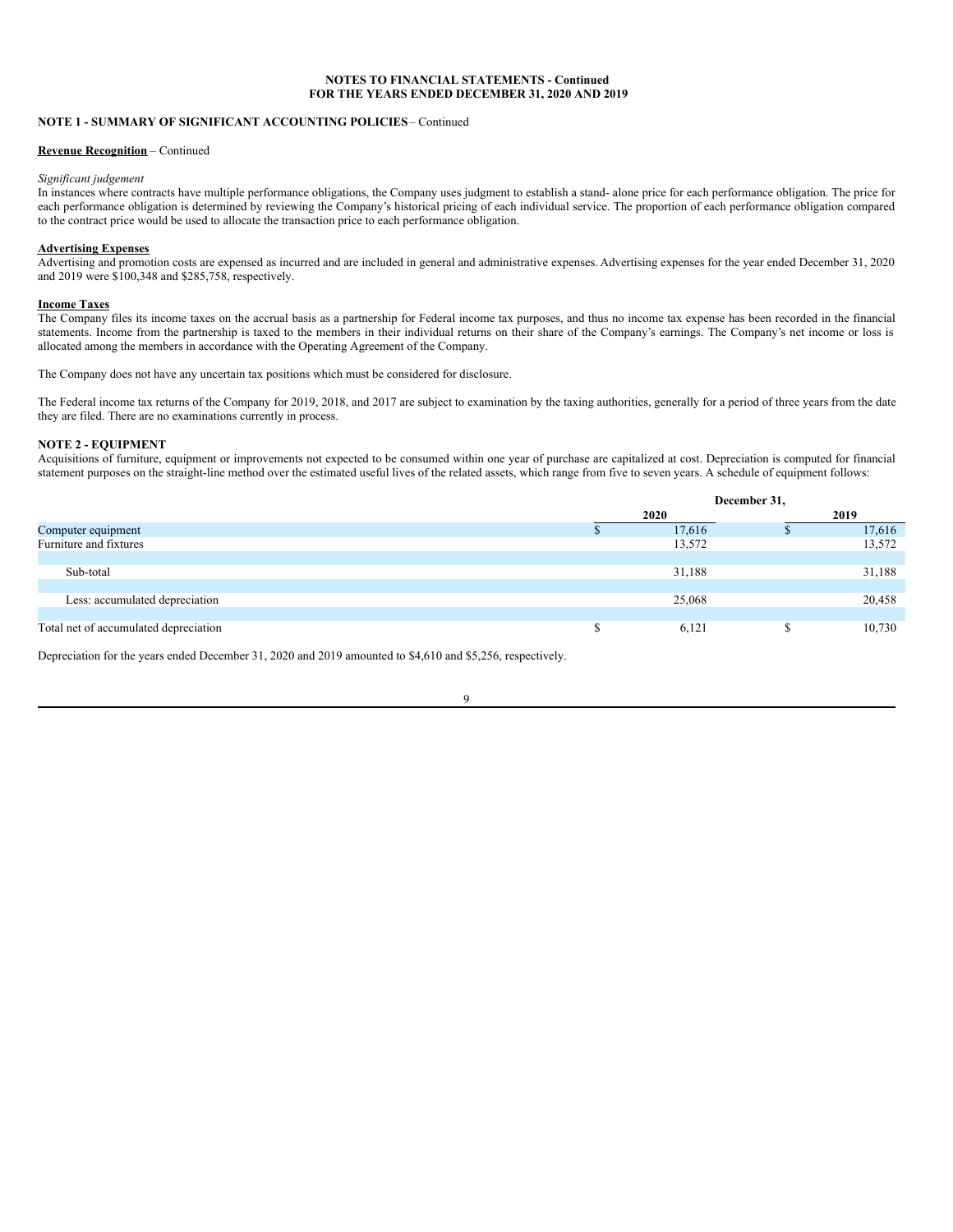**NOTES TO FINANCIAL STATEMENTS - Continued**
**FOR THE YEARS ENDED DECEMBER 31, 2020 AND 2019**

**NOTE 1 - SUMMARY OF SIGNIFICANT ACCOUNTING POLICIES** – Continued

**Revenue Recognition** – Continued

*Significant judgement*

In instances where contracts have multiple performance obligations, the Company uses judgment to establish a stand- alone price for each performance obligation. The price for each performance obligation is determined by reviewing the Company's historical pricing of each individual service. The proportion of each performance obligation compared to the contract price would be used to allocate the transaction price to each performance obligation.

**Advertising Expenses**

Advertising and promotion costs are expensed as incurred and are included in general and administrative expenses. Advertising expenses for the year ended December 31, 2020 and 2019 were $100,348 and $285,758, respectively.

**Income Taxes**

The Company files its income taxes on the accrual basis as a partnership for Federal income tax purposes, and thus no income tax expense has been recorded in the financial statements. Income from the partnership is taxed to the members in their individual returns on their share of the Company's earnings. The Company's net income or loss is allocated among the members in accordance with the Operating Agreement of the Company.

The Company does not have any uncertain tax positions which must be considered for disclosure.

The Federal income tax returns of the Company for 2019, 2018, and 2017 are subject to examination by the taxing authorities, generally for a period of three years from the date they are filed. There are no examinations currently in process.

**NOTE 2 - EQUIPMENT**

Acquisitions of furniture, equipment or improvements not expected to be consumed within one year of purchase are capitalized at cost. Depreciation is computed for financial statement purposes on the straight-line method over the estimated useful lives of the related assets, which range from five to seven years. A schedule of equipment follows:

| | December 31, | |
|---|---|---|
| | **2020** | **2019** |
| Computer equipment | $ 17,616 | $ 17,616 |
| Furniture and fixtures | 13,572 | 13,572 |
| Sub-total | 31,188 | 31,188 |
| Less: accumulated depreciation | 25,068 | 20,458 |
| Total net of accumulated depreciation | $ 6,121 | $ 10,730 |

Depreciation for the years ended December 31, 2020 and 2019 amounted to $4,610 and $5,256, respectively.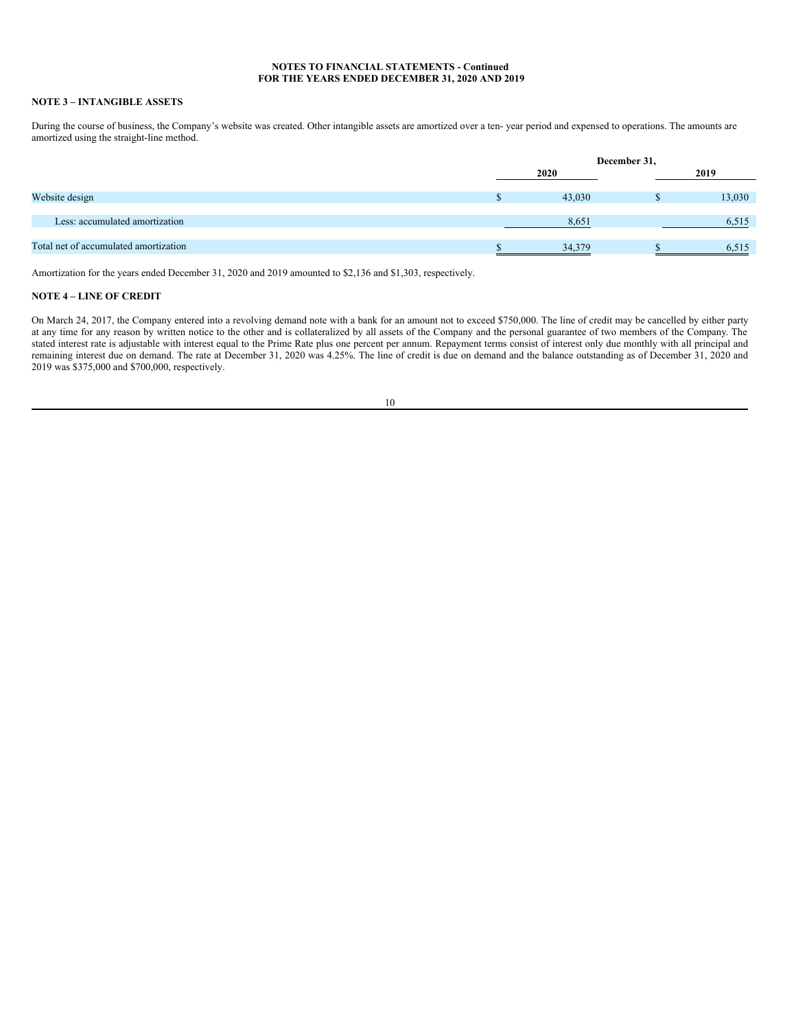**NOTES TO FINANCIAL STATEMENTS - Continued**
**FOR THE YEARS ENDED DECEMBER 31, 2020 AND 2019**

## NOTE 3 – INTANGIBLE ASSETS

During the course of business, the Company's website was created. Other intangible assets are amortized over a ten- year period and expensed to operations. The amounts are amortized using the straight-line method.

| | December 31, | |
|---|---|---|
| | 2020 | 2019 |
| Website design | $ 43,030 | $ 13,030 |
| Less: accumulated amortization | 8,651 | 6,515 |
| Total net of accumulated amortization | $ 34,379 | $ 6,515 |

Amortization for the years ended December 31, 2020 and 2019 amounted to $2,136 and $1,303, respectively.

## NOTE 4 – LINE OF CREDIT

On March 24, 2017, the Company entered into a revolving demand note with a bank for an amount not to exceed $750,000. The line of credit may be cancelled by either party at any time for any reason by written notice to the other and is collateralized by all assets of the Company and the personal guarantee of two members of the Company. The stated interest rate is adjustable with interest equal to the Prime Rate plus one percent per annum. Repayment terms consist of interest only due monthly with all principal and remaining interest due on demand. The rate at December 31, 2020 was 4.25%. The line of credit is due on demand and the balance outstanding as of December 31, 2020 and 2019 was $375,000 and $700,000, respectively.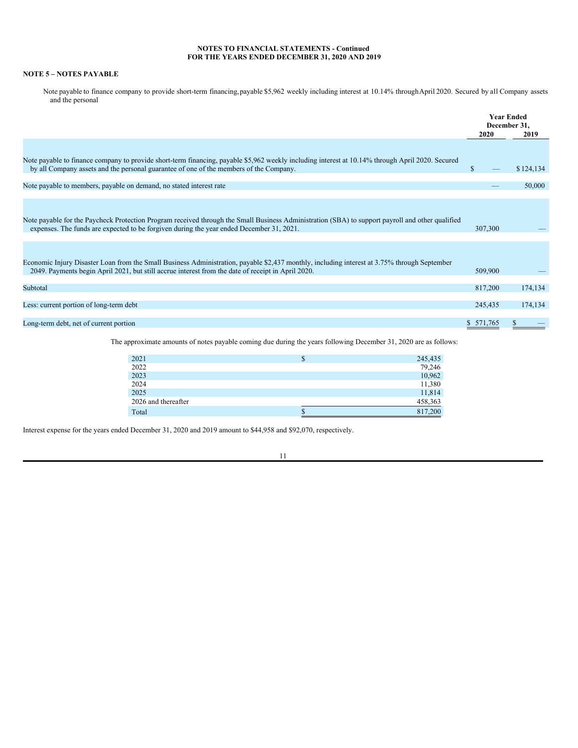**NOTES TO FINANCIAL STATEMENTS - Continued**
**FOR THE YEARS ENDED DECEMBER 31, 2020 AND 2019**

## NOTE 5 – NOTES PAYABLE

Note payable to finance company to provide short-term financing, payable $5,962 weekly including interest at 10.14% through April 2020. Secured by all Company assets and the personal

| | Year Ended December 31, | |
|---|---|---|
| | 2020 | 2019 |
| Note payable to finance company to provide short-term financing, payable $5,962 weekly including interest at 10.14% through April 2020. Secured by all Company assets and the personal guarantee of one of the members of the Company. | $ — | $ 124,134 |
| Note payable to members, payable on demand, no stated interest rate | — | 50,000 |
| Note payable for the Paycheck Protection Program received through the Small Business Administration (SBA) to support payroll and other qualified expenses. The funds are expected to be forgiven during the year ended December 31, 2021. | 307,300 | — |
| Economic Injury Disaster Loan from the Small Business Administration, payable $2,437 monthly, including interest at 3.75% through September 2049. Payments begin April 2021, but still accrue interest from the date of receipt in April 2020. | 509,900 | — |
| Subtotal | 817,200 | 174,134 |
| Less: current portion of long-term debt | 245,435 | 174,134 |
| Long-term debt, net of current portion | $ 571,765 | $ — |

The approximate amounts of notes payable coming due during the years following December 31, 2020 are as follows:

| | |
|---|---|
| 2021 | $ 245,435 |
| 2022 | 79,246 |
| 2023 | 10,962 |
| 2024 | 11,380 |
| 2025 | 11,814 |
| 2026 and thereafter | 458,363 |
| Total | $ 817,200 |

Interest expense for the years ended December 31, 2020 and 2019 amount to $44,958 and $92,070, respectively.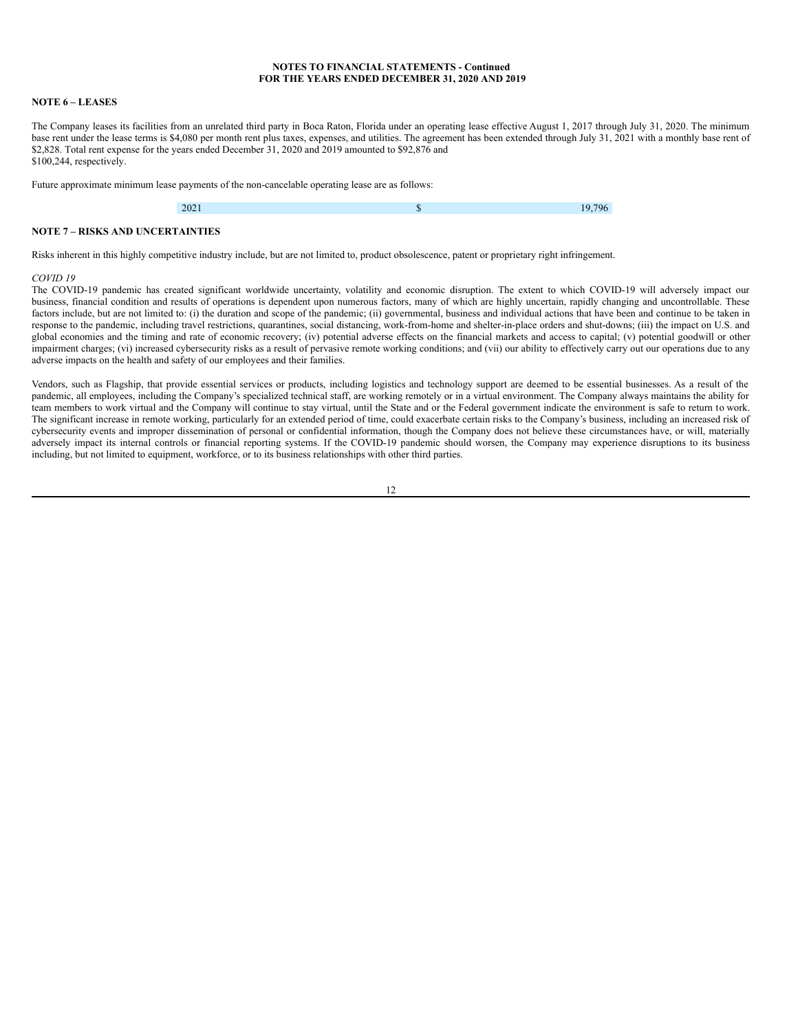**NOTES TO FINANCIAL STATEMENTS - Continued**
**FOR THE YEARS ENDED DECEMBER 31, 2020 AND 2019**

## NOTE 6 – LEASES

The Company leases its facilities from an unrelated third party in Boca Raton, Florida under an operating lease effective August 1, 2017 through July 31, 2020. The minimum base rent under the lease terms is $4,080 per month rent plus taxes, expenses, and utilities. The agreement has been extended through July 31, 2021 with a monthly base rent of $2,828. Total rent expense for the years ended December 31, 2020 and 2019 amounted to $92,876 and $100,244, respectively.

Future approximate minimum lease payments of the non-cancelable operating lease are as follows:

| | | |
|---|---|---|
| 2021 | $ | 19,796 |

## NOTE 7 – RISKS AND UNCERTAINTIES

Risks inherent in this highly competitive industry include, but are not limited to, product obsolescence, patent or proprietary right infringement.

*COVID 19*

The COVID-19 pandemic has created significant worldwide uncertainty, volatility and economic disruption. The extent to which COVID-19 will adversely impact our business, financial condition and results of operations is dependent upon numerous factors, many of which are highly uncertain, rapidly changing and uncontrollable. These factors include, but are not limited to: (i) the duration and scope of the pandemic; (ii) governmental, business and individual actions that have been and continue to be taken in response to the pandemic, including travel restrictions, quarantines, social distancing, work-from-home and shelter-in-place orders and shut-downs; (iii) the impact on U.S. and global economies and the timing and rate of economic recovery; (iv) potential adverse effects on the financial markets and access to capital; (v) potential goodwill or other impairment charges; (vi) increased cybersecurity risks as a result of pervasive remote working conditions; and (vii) our ability to effectively carry out our operations due to any adverse impacts on the health and safety of our employees and their families.

Vendors, such as Flagship, that provide essential services or products, including logistics and technology support are deemed to be essential businesses. As a result of the pandemic, all employees, including the Company's specialized technical staff, are working remotely or in a virtual environment. The Company always maintains the ability for team members to work virtual and the Company will continue to stay virtual, until the State and or the Federal government indicate the environment is safe to return to work. The significant increase in remote working, particularly for an extended period of time, could exacerbate certain risks to the Company's business, including an increased risk of cybersecurity events and improper dissemination of personal or confidential information, though the Company does not believe these circumstances have, or will, materially adversely impact its internal controls or financial reporting systems. If the COVID-19 pandemic should worsen, the Company may experience disruptions to its business including, but not limited to equipment, workforce, or to its business relationships with other third parties.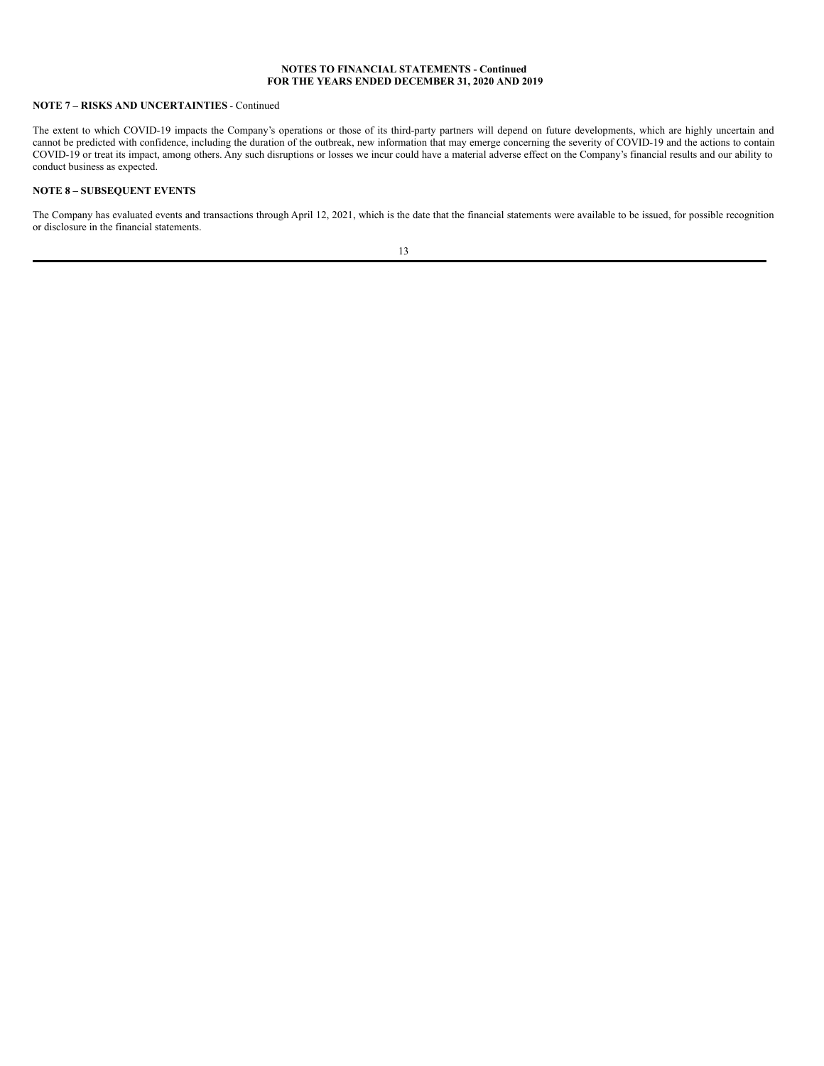**NOTE 7 – RISKS AND UNCERTAINTIES** - Continued

The extent to which COVID-19 impacts the Company's operations or those of its third-party partners will depend on future developments, which are highly uncertain and cannot be predicted with confidence, including the duration of the outbreak, new information that may emerge concerning the severity of COVID-19 and the actions to contain COVID-19 or treat its impact, among others. Any such disruptions or losses we incur could have a material adverse effect on the Company's financial results and our ability to conduct business as expected.

**NOTE 8 – SUBSEQUENT EVENTS**

The Company has evaluated events and transactions through April 12, 2021, which is the date that the financial statements were available to be issued, for possible recognition or disclosure in the financial statements.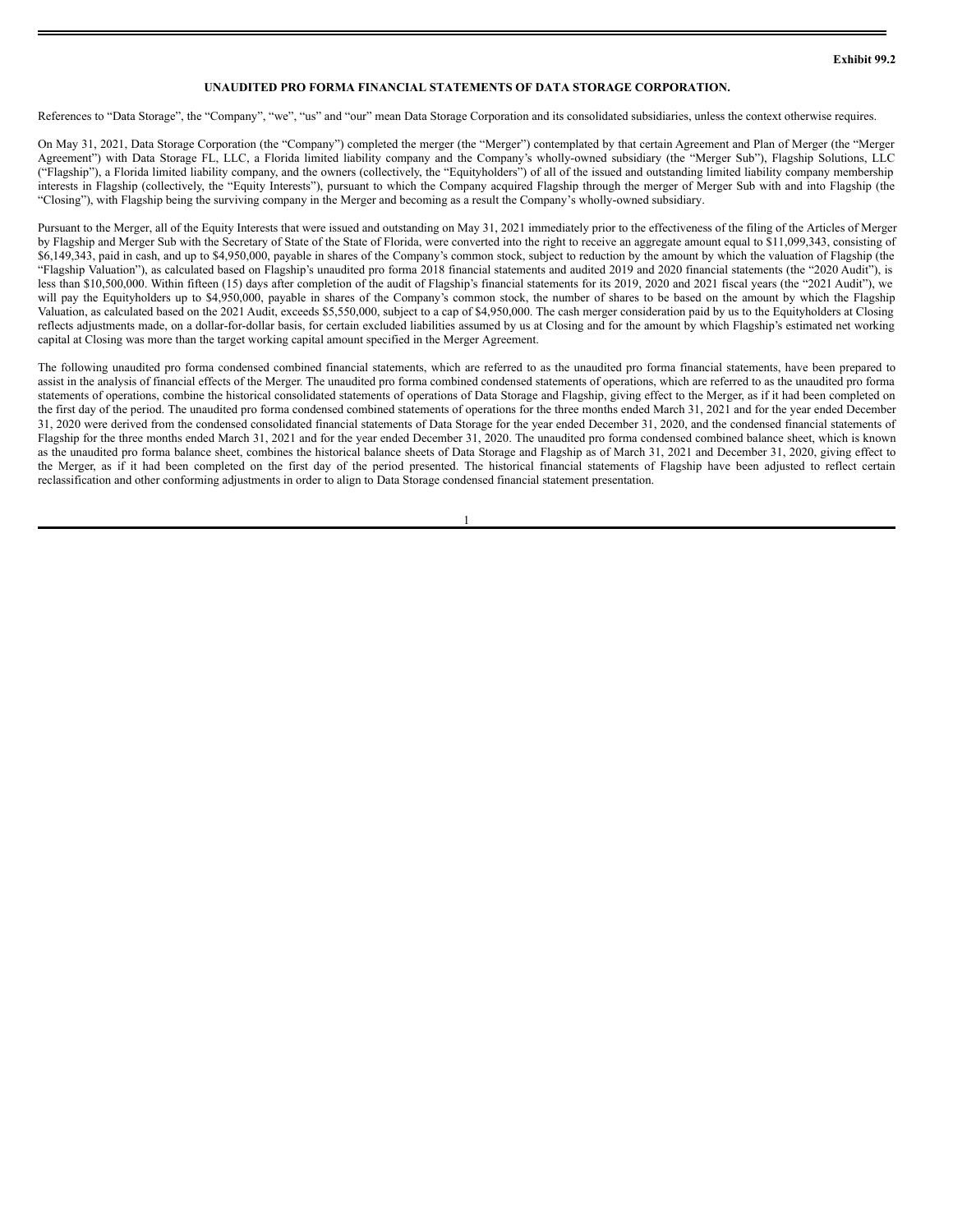Exhibit 99.2

**UNAUDITED PRO FORMA FINANCIAL STATEMENTS OF DATA STORAGE CORPORATION.**

References to "Data Storage", the "Company", "we", "us" and "our" mean Data Storage Corporation and its consolidated subsidiaries, unless the context otherwise requires.

On May 31, 2021, Data Storage Corporation (the "Company") completed the merger (the "Merger") contemplated by that certain Agreement and Plan of Merger (the "Merger Agreement") with Data Storage FL, LLC, a Florida limited liability company and the Company's wholly-owned subsidiary (the "Merger Sub"), Flagship Solutions, LLC ("Flagship"), a Florida limited liability company, and the owners (collectively, the "Equityholders") of all of the issued and outstanding limited liability company membership interests in Flagship (collectively, the "Equity Interests"), pursuant to which the Company acquired Flagship through the merger of Merger Sub with and into Flagship (the "Closing"), with Flagship being the surviving company in the Merger and becoming as a result the Company's wholly-owned subsidiary.

Pursuant to the Merger, all of the Equity Interests that were issued and outstanding on May 31, 2021 immediately prior to the effectiveness of the filing of the Articles of Merger by Flagship and Merger Sub with the Secretary of State of the State of Florida, were converted into the right to receive an aggregate amount equal to $11,099,343, consisting of $6,149,343, paid in cash, and up to $4,950,000, payable in shares of the Company's common stock, subject to reduction by the amount by which the valuation of Flagship (the "Flagship Valuation"), as calculated based on Flagship's unaudited pro forma 2018 financial statements and audited 2019 and 2020 financial statements (the "2020 Audit"), is less than $10,500,000. Within fifteen (15) days after completion of the audit of Flagship's financial statements for its 2019, 2020 and 2021 fiscal years (the "2021 Audit"), we will pay the Equityholders up to $4,950,000, payable in shares of the Company's common stock, the number of shares to be based on the amount by which the Flagship Valuation, as calculated based on the 2021 Audit, exceeds $5,550,000, subject to a cap of $4,950,000. The cash merger consideration paid by us to the Equityholders at Closing reflects adjustments made, on a dollar-for-dollar basis, for certain excluded liabilities assumed by us at Closing and for the amount by which Flagship's estimated net working capital at Closing was more than the target working capital amount specified in the Merger Agreement.

The following unaudited pro forma condensed combined financial statements, which are referred to as the unaudited pro forma financial statements, have been prepared to assist in the analysis of financial effects of the Merger. The unaudited pro forma combined condensed statements of operations, which are referred to as the unaudited pro forma statements of operations, combine the historical consolidated statements of operations of Data Storage and Flagship, giving effect to the Merger, as if it had been completed on the first day of the period. The unaudited pro forma condensed combined statements of operations for the three months ended March 31, 2021 and for the year ended December 31, 2020 were derived from the condensed consolidated financial statements of Data Storage for the year ended December 31, 2020, and the condensed financial statements of Flagship for the three months ended March 31, 2021 and for the year ended December 31, 2020. The unaudited pro forma condensed combined balance sheet, which is known as the unaudited pro forma balance sheet, combines the historical balance sheets of Data Storage and Flagship as of March 31, 2021 and December 31, 2020, giving effect to the Merger, as if it had been completed on the first day of the period presented. The historical financial statements of Flagship have been adjusted to reflect certain reclassification and other conforming adjustments in order to align to Data Storage condensed financial statement presentation.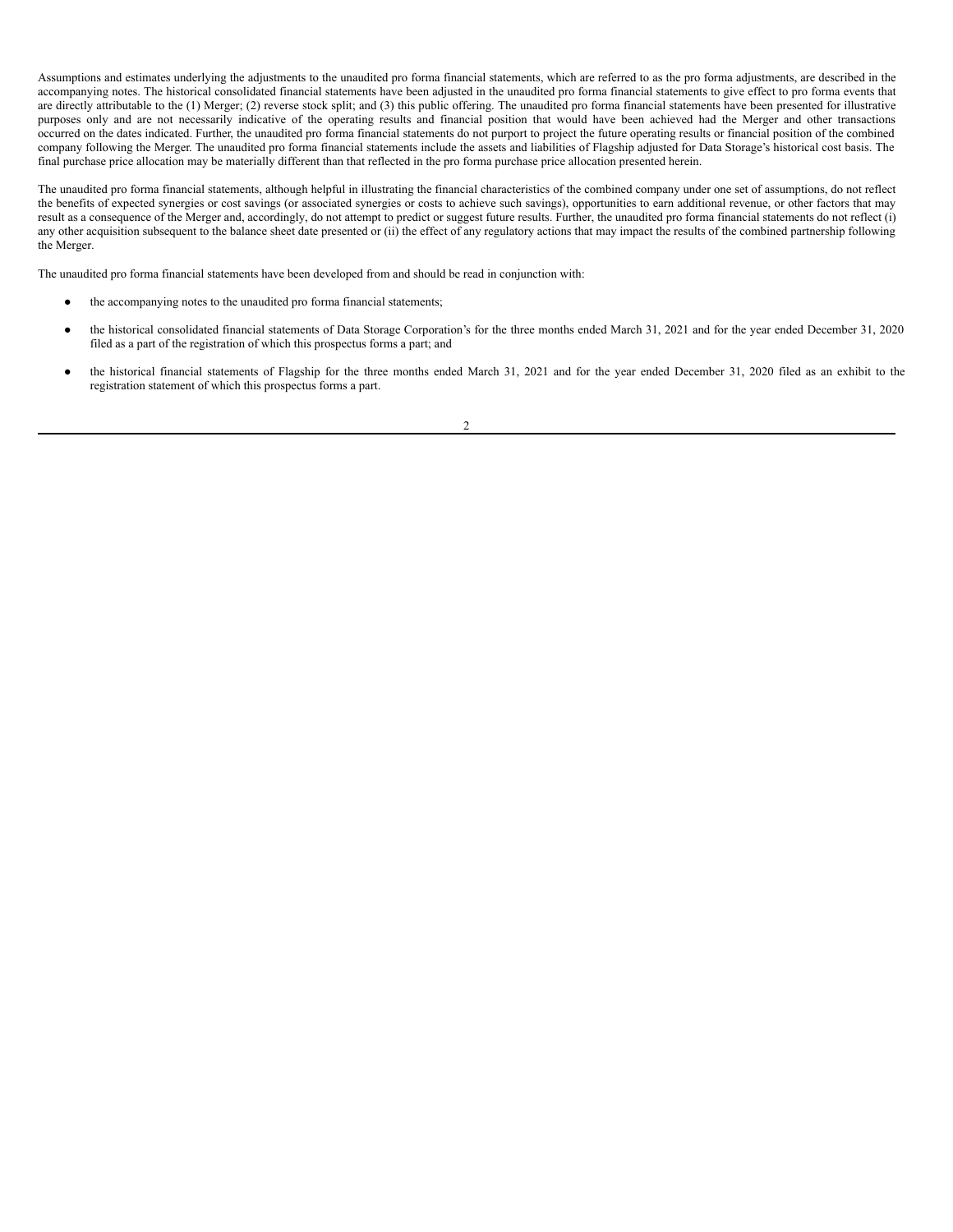Assumptions and estimates underlying the adjustments to the unaudited pro forma financial statements, which are referred to as the pro forma adjustments, are described in the accompanying notes. The historical consolidated financial statements have been adjusted in the unaudited pro forma financial statements to give effect to pro forma events that are directly attributable to the (1) Merger; (2) reverse stock split; and (3) this public offering. The unaudited pro forma financial statements have been presented for illustrative purposes only and are not necessarily indicative of the operating results and financial position that would have been achieved had the Merger and other transactions occurred on the dates indicated. Further, the unaudited pro forma financial statements do not purport to project the future operating results or financial position of the combined company following the Merger. The unaudited pro forma financial statements include the assets and liabilities of Flagship adjusted for Data Storage's historical cost basis. The final purchase price allocation may be materially different than that reflected in the pro forma purchase price allocation presented herein.

The unaudited pro forma financial statements, although helpful in illustrating the financial characteristics of the combined company under one set of assumptions, do not reflect the benefits of expected synergies or cost savings (or associated synergies or costs to achieve such savings), opportunities to earn additional revenue, or other factors that may result as a consequence of the Merger and, accordingly, do not attempt to predict or suggest future results. Further, the unaudited pro forma financial statements do not reflect (i) any other acquisition subsequent to the balance sheet date presented or (ii) the effect of any regulatory actions that may impact the results of the combined partnership following the Merger.

The unaudited pro forma financial statements have been developed from and should be read in conjunction with:

- the accompanying notes to the unaudited pro forma financial statements;
- the historical consolidated financial statements of Data Storage Corporation's for the three months ended March 31, 2021 and for the year ended December 31, 2020 filed as a part of the registration of which this prospectus forms a part; and
- the historical financial statements of Flagship for the three months ended March 31, 2021 and for the year ended December 31, 2020 filed as an exhibit to the registration statement of which this prospectus forms a part.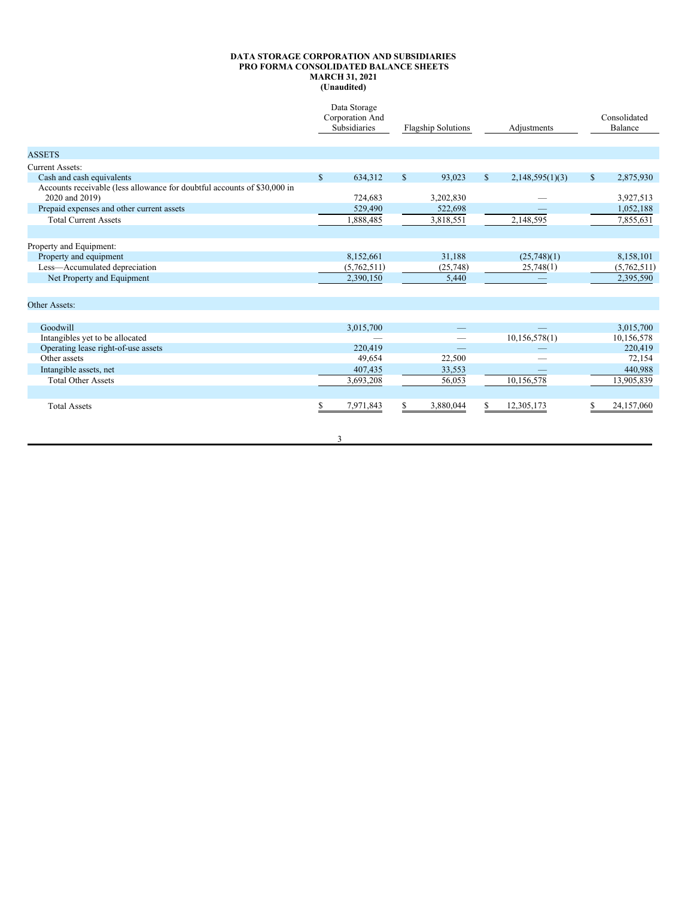**DATA STORAGE CORPORATION AND SUBSIDIARIES**
**PRO FORMA CONSOLIDATED BALANCE SHEETS**
**MARCH 31, 2021**
**(Unaudited)**

| | Data Storage Corporation And Subsidiaries | Flagship Solutions | Adjustments | Consolidated Balance |
|---|---|---|---|---|
| ASSETS | | | | |
| Current Assets: | | | | |
| Cash and cash equivalents | $ 634,312 | $ 93,023 | $ 2,148,595(1)(3) | $ 2,875,930 |
| Accounts receivable (less allowance for doubtful accounts of $30,000 in 2020 and 2019) | 724,683 | 3,202,830 | — | 3,927,513 |
| Prepaid expenses and other current assets | 529,490 | 522,698 | — | 1,052,188 |
| Total Current Assets | 1,888,485 | 3,818,551 | 2,148,595 | 7,855,631 |
| | | | | |
| Property and Equipment: | | | | |
| Property and equipment | 8,152,661 | 31,188 | (25,748)(1) | 8,158,101 |
| Less—Accumulated depreciation | (5,762,511) | (25,748) | 25,748(1) | (5,762,511) |
| Net Property and Equipment | 2,390,150 | 5,440 | — | 2,395,590 |
| | | | | |
| Other Assets: | | | | |
| Goodwill | 3,015,700 | — | — | 3,015,700 |
| Intangibles yet to be allocated | — | — | 10,156,578(1) | 10,156,578 |
| Operating lease right-of-use assets | 220,419 | — | — | 220,419 |
| Other assets | 49,654 | 22,500 | — | 72,154 |
| Intangible assets, net | 407,435 | 33,553 | — | 440,988 |
| Total Other Assets | 3,693,208 | 56,053 | 10,156,578 | 13,905,839 |
| | | | | |
| Total Assets | $ 7,971,843 | $ 3,880,044 | $ 12,305,173 | $ 24,157,060 |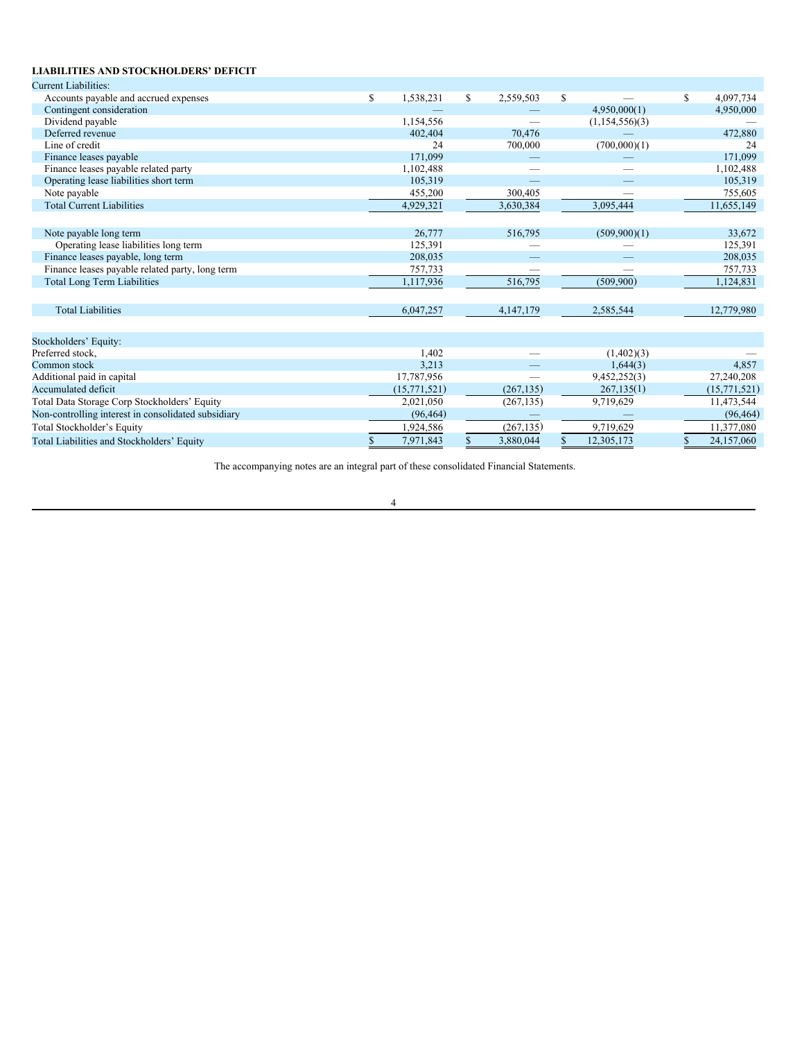**LIABILITIES AND STOCKHOLDERS' DEFICIT**

| | | | | |
|---|---|---|---|---|
| Current Liabilities: | | | | |
| Accounts payable and accrued expenses | $ 1,538,231 | $ 2,559,503 | $ — | $ 4,097,734 |
| Contingent consideration | — | — | 4,950,000(1) | 4,950,000 |
| Dividend payable | 1,154,556 | — | (1,154,556)(3) | — |
| Deferred revenue | 402,404 | 70,476 | — | 472,880 |
| Line of credit | 24 | 700,000 | (700,000)(1) | 24 |
| Finance leases payable | 171,099 | — | — | 171,099 |
| Finance leases payable related party | 1,102,488 | — | — | 1,102,488 |
| Operating lease liabilities short term | 105,319 | — | — | 105,319 |
| Note payable | 455,200 | 300,405 | — | 755,605 |
| Total Current Liabilities | 4,929,321 | 3,630,384 | 3,095,444 | 11,655,149 |
| | | | | |
| Note payable long term | 26,777 | 516,795 | (509,900)(1) | 33,672 |
| Operating lease liabilities long term | 125,391 | — | — | 125,391 |
| Finance leases payable, long term | 208,035 | — | — | 208,035 |
| Finance leases payable related party, long term | 757,733 | — | — | 757,733 |
| Total Long Term Liabilities | 1,117,936 | 516,795 | (509,900) | 1,124,831 |
| | | | | |
| Total Liabilities | 6,047,257 | 4,147,179 | 2,585,544 | 12,779,980 |
| | | | | |
| Stockholders' Equity: | | | | |
| Preferred stock, | 1,402 | — | (1,402)(3) | — |
| Common stock | 3,213 | — | 1,644(3) | 4,857 |
| Additional paid in capital | 17,787,956 | — | 9,452,252(3) | 27,240,208 |
| Accumulated deficit | (15,771,521) | (267,135) | 267,135(1) | (15,771,521) |
| Total Data Storage Corp Stockholders' Equity | 2,021,050 | (267,135) | 9,719,629 | 11,473,544 |
| Non-controlling interest in consolidated subsidiary | (96,464) | — | — | (96,464) |
| Total Stockholder's Equity | 1,924,586 | (267,135) | 9,719,629 | 11,377,080 |
| Total Liabilities and Stockholders' Equity | $ 7,971,843 | $ 3,880,044 | $ 12,305,173 | $ 24,157,060 |

The accompanying notes are an integral part of these consolidated Financial Statements.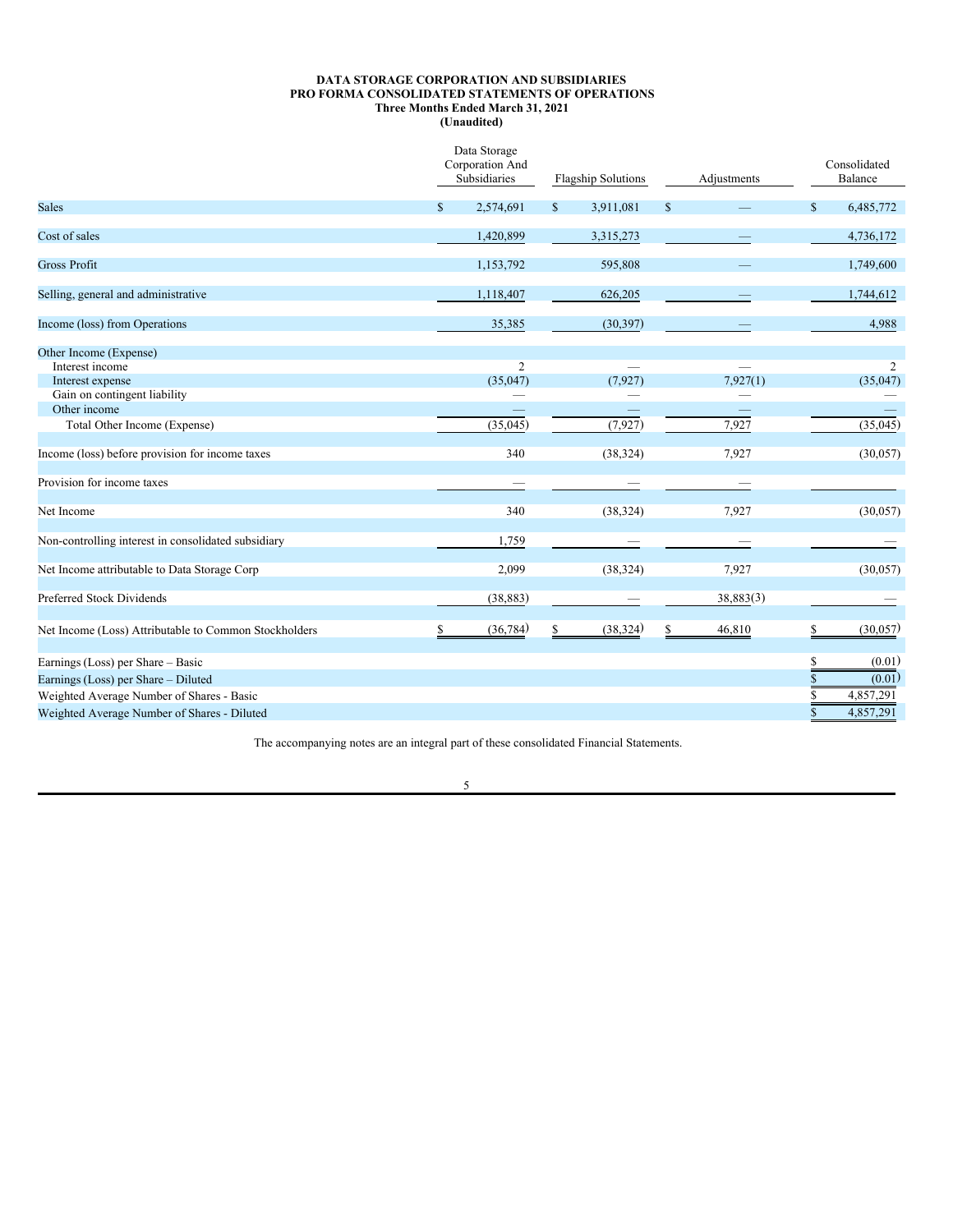**DATA STORAGE CORPORATION AND SUBSIDIARIES**
**PRO FORMA CONSOLIDATED STATEMENTS OF OPERATIONS**
**Three Months Ended March 31, 2021**
**(Unaudited)**

| | Data Storage Corporation And Subsidiaries | Flagship Solutions | Adjustments | Consolidated Balance |
|---|---|---|---|---|
| Sales | $ 2,574,691 | $ 3,911,081 | $ — | $ 6,485,772 |
| Cost of sales | 1,420,899 | 3,315,273 | — | 4,736,172 |
| Gross Profit | 1,153,792 | 595,808 | — | 1,749,600 |
| Selling, general and administrative | 1,118,407 | 626,205 | — | 1,744,612 |
| Income (loss) from Operations | 35,385 | (30,397) | — | 4,988 |
| Other Income (Expense) | | | | |
| Interest income | 2 | — | — | 2 |
| Interest expense | (35,047) | (7,927) | 7,927(1) | (35,047) |
| Gain on contingent liability | — | — | — | — |
| Other income | — | — | — | — |
| Total Other Income (Expense) | (35,045) | (7,927) | 7,927 | (35,045) |
| Income (loss) before provision for income taxes | 340 | (38,324) | 7,927 | (30,057) |
| Provision for income taxes | — | — | — | |
| Net Income | 340 | (38,324) | 7,927 | (30,057) |
| Non-controlling interest in consolidated subsidiary | 1,759 | — | — | — |
| Net Income attributable to Data Storage Corp | 2,099 | (38,324) | 7,927 | (30,057) |
| Preferred Stock Dividends | (38,883) | — | 38,883(3) | — |
| Net Income (Loss) Attributable to Common Stockholders | $ (36,784) | $ (38,324) | $ 46,810 | $ (30,057) |
| Earnings (Loss) per Share – Basic | | | | $ (0.01) |
| Earnings (Loss) per Share – Diluted | | | | $ (0.01) |
| Weighted Average Number of Shares - Basic | | | | $ 4,857,291 |
| Weighted Average Number of Shares - Diluted | | | | $ 4,857,291 |

The accompanying notes are an integral part of these consolidated Financial Statements.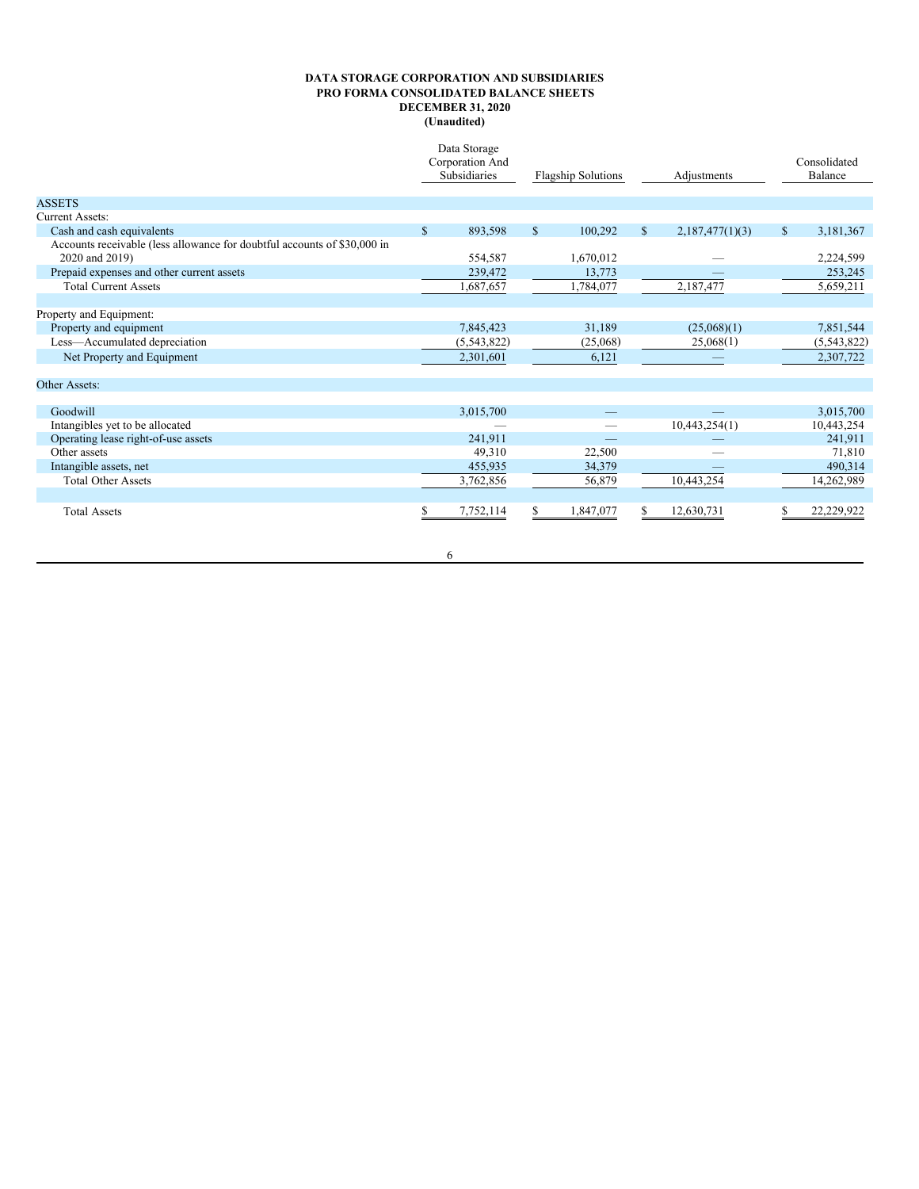**DATA STORAGE CORPORATION AND SUBSIDIARIES**
**PRO FORMA CONSOLIDATED BALANCE SHEETS**
**DECEMBER 31, 2020**
**(Unaudited)**

| | Data Storage Corporation And Subsidiaries | Flagship Solutions | Adjustments | Consolidated Balance |
|---|---|---|---|---|
| ASSETS | | | | |
| Current Assets: | | | | |
| Cash and cash equivalents | $ 893,598 | $ 100,292 | $ 2,187,477(1)(3) | $ 3,181,367 |
| Accounts receivable (less allowance for doubtful accounts of $30,000 in 2020 and 2019) | 554,587 | 1,670,012 | — | 2,224,599 |
| Prepaid expenses and other current assets | 239,472 | 13,773 | — | 253,245 |
| Total Current Assets | 1,687,657 | 1,784,077 | 2,187,477 | 5,659,211 |
| | | | | |
| Property and Equipment: | | | | |
| Property and equipment | 7,845,423 | 31,189 | (25,068)(1) | 7,851,544 |
| Less—Accumulated depreciation | (5,543,822) | (25,068) | 25,068(1) | (5,543,822) |
| Net Property and Equipment | 2,301,601 | 6,121 | — | 2,307,722 |
| | | | | |
| Other Assets: | | | | |
| Goodwill | 3,015,700 | — | — | 3,015,700 |
| Intangibles yet to be allocated | — | — | 10,443,254(1) | 10,443,254 |
| Operating lease right-of-use assets | 241,911 | — | — | 241,911 |
| Other assets | 49,310 | 22,500 | — | 71,810 |
| Intangible assets, net | 455,935 | 34,379 | — | 490,314 |
| Total Other Assets | 3,762,856 | 56,879 | 10,443,254 | 14,262,989 |
| | | | | |
| Total Assets | $ 7,752,114 | $ 1,847,077 | $ 12,630,731 | $ 22,229,922 |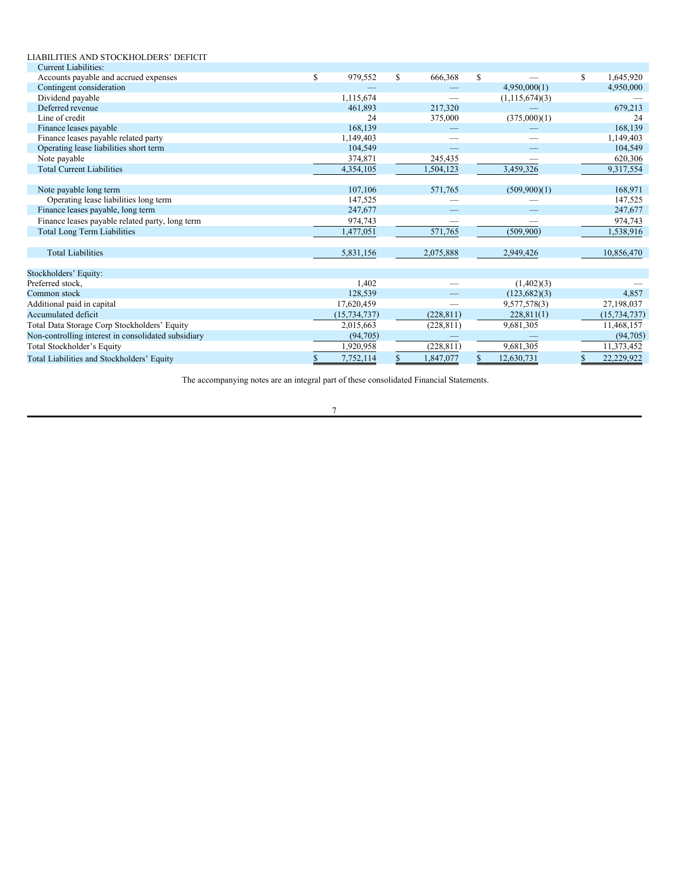| LIABILITIES AND STOCKHOLDERS' DEFICIT | | | | |
|---|---|---|---|---|
| Current Liabilities: | | | | |
| Accounts payable and accrued expenses | $ 979,552 | $ 666,368 | $ — | $ 1,645,920 |
| Contingent consideration | — | — | 4,950,000(1) | 4,950,000 |
| Dividend payable | 1,115,674 | — | (1,115,674)(3) | — |
| Deferred revenue | 461,893 | 217,320 | — | 679,213 |
| Line of credit | 24 | 375,000 | (375,000)(1) | 24 |
| Finance leases payable | 168,139 | — | — | 168,139 |
| Finance leases payable related party | 1,149,403 | — | — | 1,149,403 |
| Operating lease liabilities short term | 104,549 | — | — | 104,549 |
| Note payable | 374,871 | 245,435 | — | 620,306 |
| Total Current Liabilities | 4,354,105 | 1,504,123 | 3,459,326 | 9,317,554 |
| | | | | |
| Note payable long term | 107,106 | 571,765 | (509,900)(1) | 168,971 |
| Operating lease liabilities long term | 147,525 | — | — | 147,525 |
| Finance leases payable, long term | 247,677 | — | — | 247,677 |
| Finance leases payable related party, long term | 974,743 | — | — | 974,743 |
| Total Long Term Liabilities | 1,477,051 | 571,765 | (509,900) | 1,538,916 |
| | | | | |
| Total Liabilities | 5,831,156 | 2,075,888 | 2,949,426 | 10,856,470 |
| | | | | |
| Stockholders' Equity: | | | | |
| Preferred stock, | 1,402 | — | (1,402)(3) | — |
| Common stock | 128,539 | — | (123,682)(3) | 4,857 |
| Additional paid in capital | 17,620,459 | — | 9,577,578(3) | 27,198,037 |
| Accumulated deficit | (15,734,737) | (228,811) | 228,811(1) | (15,734,737) |
| Total Data Storage Corp Stockholders' Equity | 2,015,663 | (228,811) | 9,681,305 | 11,468,157 |
| Non-controlling interest in consolidated subsidiary | (94,705) | — | — | (94,705) |
| Total Stockholder's Equity | 1,920,958 | (228,811) | 9,681,305 | 11,373,452 |
| Total Liabilities and Stockholders' Equity | $ 7,752,114 | $ 1,847,077 | $ 12,630,731 | $ 22,229,922 |

The accompanying notes are an integral part of these consolidated Financial Statements.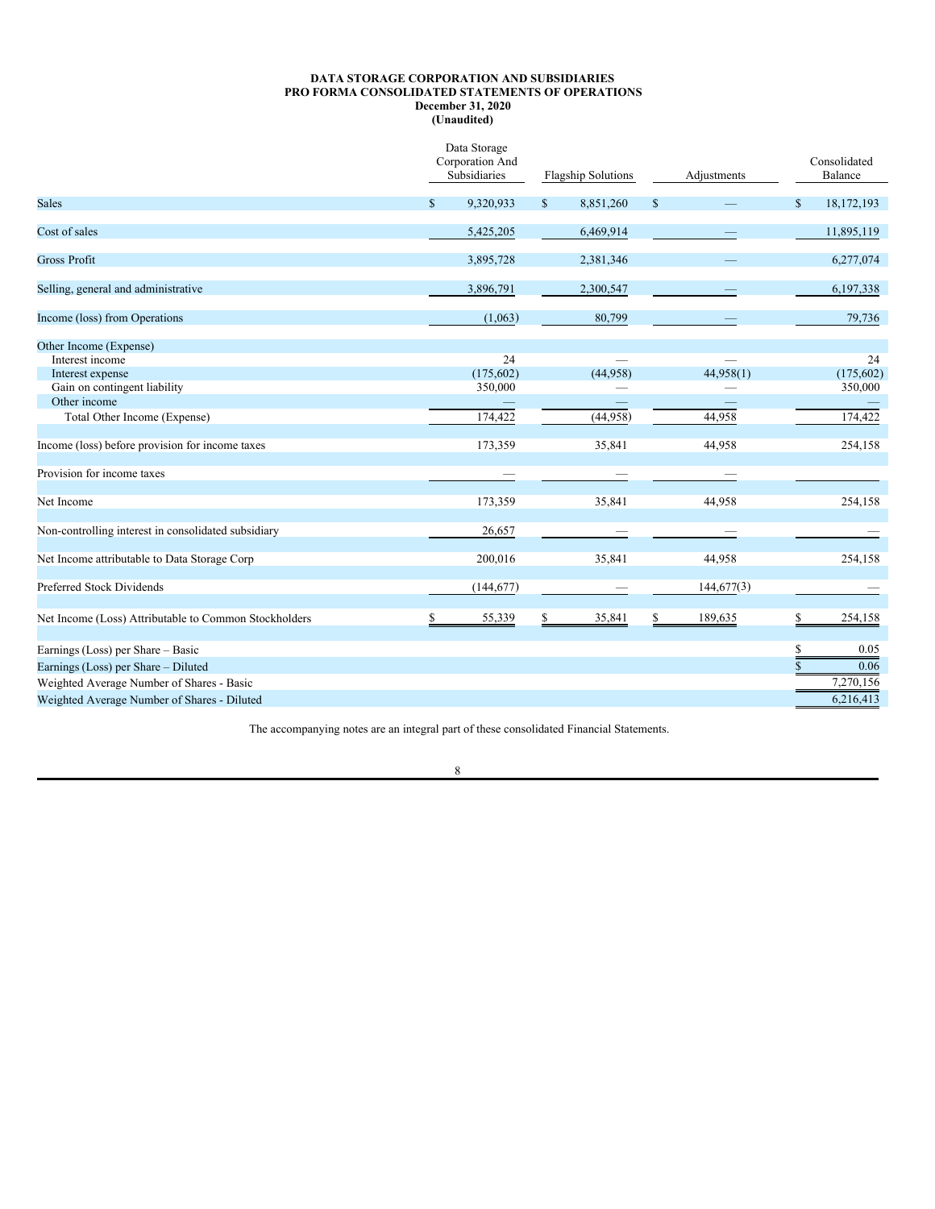**DATA STORAGE CORPORATION AND SUBSIDIARIES**
**PRO FORMA CONSOLIDATED STATEMENTS OF OPERATIONS**
**December 31, 2020**
**(Unaudited)**

| | Data Storage Corporation And Subsidiaries | Flagship Solutions | Adjustments | Consolidated Balance |
|---|---|---|---|---|
| Sales | $ 9,320,933 | $ 8,851,260 | $ — | $ 18,172,193 |
| Cost of sales | 5,425,205 | 6,469,914 | — | 11,895,119 |
| Gross Profit | 3,895,728 | 2,381,346 | — | 6,277,074 |
| Selling, general and administrative | 3,896,791 | 2,300,547 | — | 6,197,338 |
| Income (loss) from Operations | (1,063) | 80,799 | — | 79,736 |
| Other Income (Expense) | | | | |
| Interest income | 24 | — | — | 24 |
| Interest expense | (175,602) | (44,958) | 44,958(1) | (175,602) |
| Gain on contingent liability | 350,000 | — | — | 350,000 |
| Other income | — | — | — | — |
| Total Other Income (Expense) | 174,422 | (44,958) | 44,958 | 174,422 |
| Income (loss) before provision for income taxes | 173,359 | 35,841 | 44,958 | 254,158 |
| Provision for income taxes | — | — | — | |
| Net Income | 173,359 | 35,841 | 44,958 | 254,158 |
| Non-controlling interest in consolidated subsidiary | 26,657 | — | — | — |
| Net Income attributable to Data Storage Corp | 200,016 | 35,841 | 44,958 | 254,158 |
| Preferred Stock Dividends | (144,677) | — | 144,677(3) | — |
| Net Income (Loss) Attributable to Common Stockholders | $ 55,339 | $ 35,841 | $ 189,635 | $ 254,158 |
| Earnings (Loss) per Share – Basic | | | | $ 0.05 |
| Earnings (Loss) per Share – Diluted | | | | $ 0.06 |
| Weighted Average Number of Shares - Basic | | | | 7,270,156 |
| Weighted Average Number of Shares - Diluted | | | | 6,216,413 |

The accompanying notes are an integral part of these consolidated Financial Statements.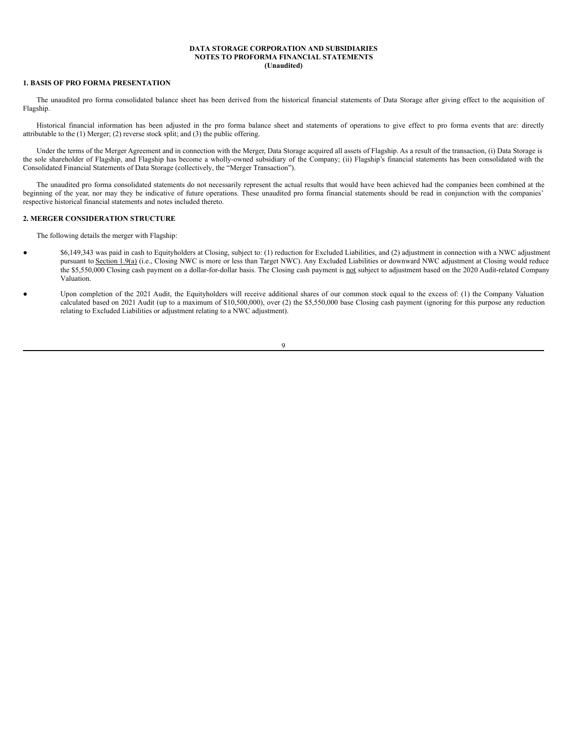**DATA STORAGE CORPORATION AND SUBSIDIARIES**
**NOTES TO PROFORMA FINANCIAL STATEMENTS**
**(Unaudited)**

### 1. BASIS OF PRO FORMA PRESENTATION

The unaudited pro forma consolidated balance sheet has been derived from the historical financial statements of Data Storage after giving effect to the acquisition of Flagship.

Historical financial information has been adjusted in the pro forma balance sheet and statements of operations to give effect to pro forma events that are: directly attributable to the (1) Merger; (2) reverse stock split; and (3) the public offering.

Under the terms of the Merger Agreement and in connection with the Merger, Data Storage acquired all assets of Flagship. As a result of the transaction, (i) Data Storage is the sole shareholder of Flagship, and Flagship has become a wholly-owned subsidiary of the Company; (ii) Flagship's financial statements has been consolidated with the Consolidated Financial Statements of Data Storage (collectively, the "Merger Transaction").

The unaudited pro forma consolidated statements do not necessarily represent the actual results that would have been achieved had the companies been combined at the beginning of the year, nor may they be indicative of future operations. These unaudited pro forma financial statements should be read in conjunction with the companies' respective historical financial statements and notes included thereto.

### 2. MERGER CONSIDERATION STRUCTURE

The following details the merger with Flagship:

- $6,149,343 was paid in cash to Equityholders at Closing, subject to: (1) reduction for Excluded Liabilities, and (2) adjustment in connection with a NWC adjustment pursuant to Section 1.9(a) (i.e., Closing NWC is more or less than Target NWC). Any Excluded Liabilities or downward NWC adjustment at Closing would reduce the $5,550,000 Closing cash payment on a dollar-for-dollar basis. The Closing cash payment is not subject to adjustment based on the 2020 Audit-related Company Valuation.
- Upon completion of the 2021 Audit, the Equityholders will receive additional shares of our common stock equal to the excess of: (1) the Company Valuation calculated based on 2021 Audit (up to a maximum of $10,500,000), over (2) the $5,550,000 base Closing cash payment (ignoring for this purpose any reduction relating to Excluded Liabilities or adjustment relating to a NWC adjustment).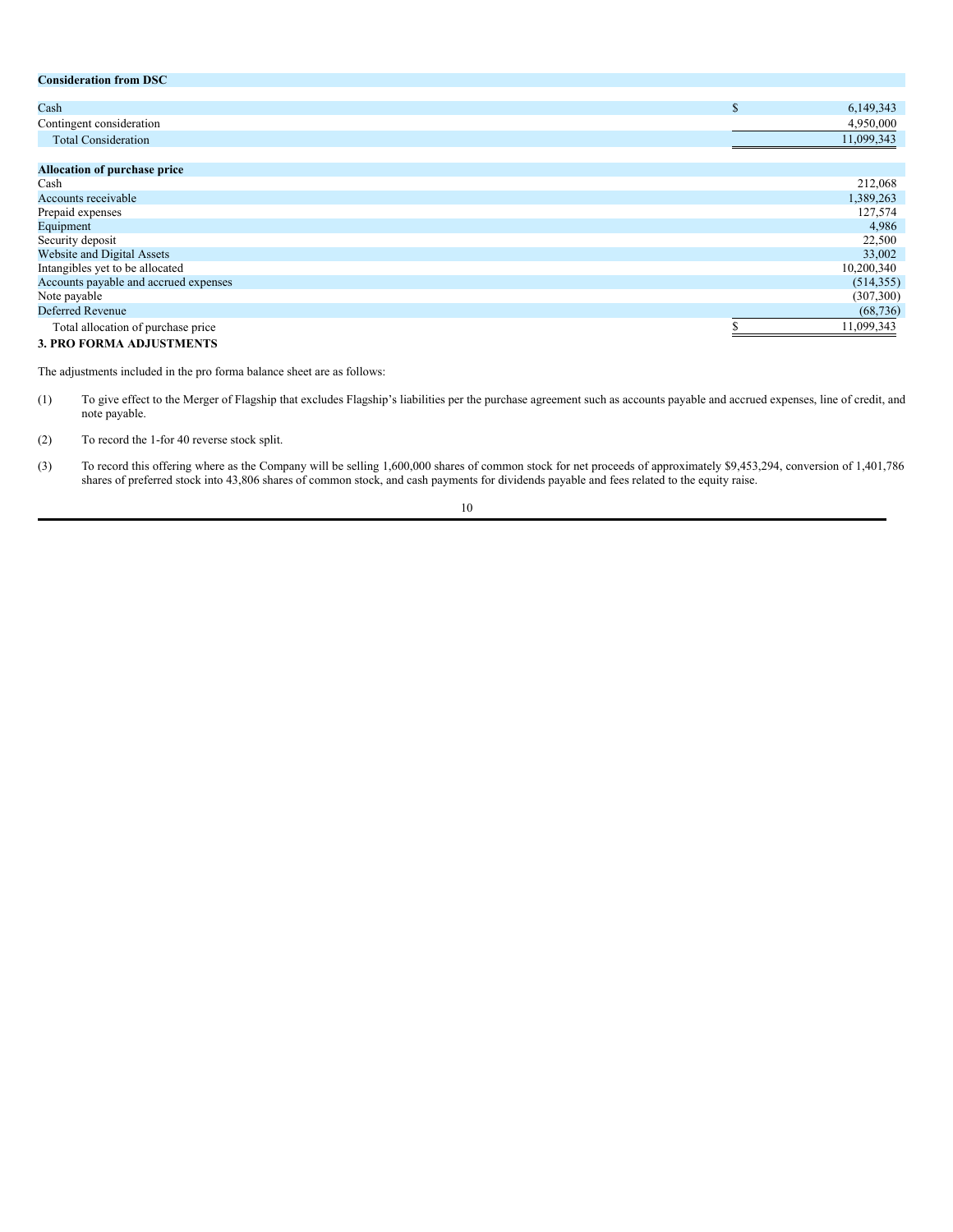| | | |
|---|---|---|
| **Consideration from DSC** | | |
| Cash | $ | 6,149,343 |
| Contingent consideration | | 4,950,000 |
| Total Consideration | | 11,099,343 |
| | | |
| **Allocation of purchase price** | | |
| Cash | | 212,068 |
| Accounts receivable | | 1,389,263 |
| Prepaid expenses | | 127,574 |
| Equipment | | 4,986 |
| Security deposit | | 22,500 |
| Website and Digital Assets | | 33,002 |
| Intangibles yet to be allocated | | 10,200,340 |
| Accounts payable and accrued expenses | | (514,355) |
| Note payable | | (307,300) |
| Deferred Revenue | | (68,736) |
| Total allocation of purchase price | $ | 11,099,343 |

**3. PRO FORMA ADJUSTMENTS**

The adjustments included in the pro forma balance sheet are as follows:

(1) To give effect to the Merger of Flagship that excludes Flagship's liabilities per the purchase agreement such as accounts payable and accrued expenses, line of credit, and note payable.

(2) To record the 1-for 40 reverse stock split.

(3) To record this offering where as the Company will be selling 1,600,000 shares of common stock for net proceeds of approximately $9,453,294, conversion of 1,401,786 shares of preferred stock into 43,806 shares of common stock, and cash payments for dividends payable and fees related to the equity raise.